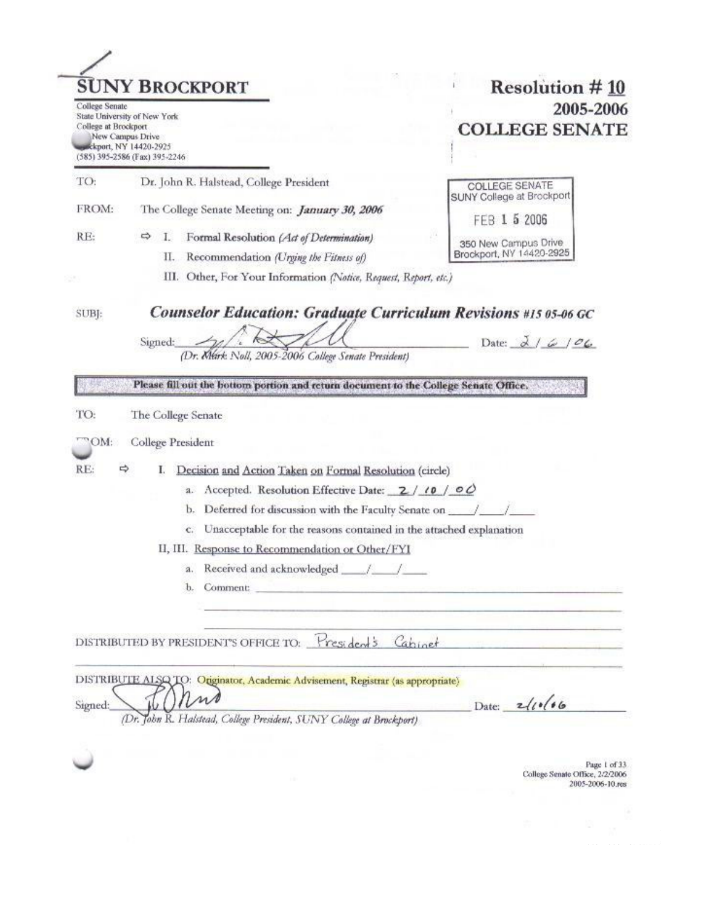## SUNY BROCKPORT

College Senate
State University of New York
College at Brockport
New Campus Drive
...ckport, NY 14420-2925
(585) 395-2586 (Fax) 395-2246

# Resolution # 10
## 2005-2006
## COLLEGE SENATE

COLLEGE SENATE
SUNY College at Brockport
FEB 1 5 2006
350 New Campus Drive
Brockport, NY 14420-2925

TO: Dr. John R. Halstead, College President

FROM: The College Senate Meeting on: ***January 30, 2006***

RE: ⇨ I. Formal Resolution *(Act of Determination)*

II. Recommendation *(Urging the Fitness of)*

III. Other, For Your Information *(Notice, Request, Report, etc.)*

SUBJ: ***Counselor Education: Graduate Curriculum Revisions #15 05-06 GC***

Signed: _[signature]_ Date: 2 / 6 / 06

*(Dr. Mark Noll, 2005-2006 College Senate President)*

**Please fill out the bottom portion and return document to the College Senate Office.**

TO: The College Senate

FROM: College President

RE: ⇨ I. Decision and Action Taken on Formal Resolution (circle)

a. Accepted. Resolution Effective Date: 2 / 10 / 06

b. Deferred for discussion with the Faculty Senate on ____/____/____

c. Unacceptable for the reasons contained in the attached explanation

II, III. Response to Recommendation or Other/FYI

a. Received and acknowledged ____/____/____

b. Comment: ______________________________

DISTRIBUTED BY PRESIDENT'S OFFICE TO: President's Cabinet

DISTRIBUTE ALSO TO: Originator, Academic Advisement, Registrar (as appropriate)

Signed: _[signature]_ Date: 2/10/06

*(Dr. John R. Halstead, College President, SUNY College at Brockport)*

College Senate Office, 2/2/2006
2005-2006-10.res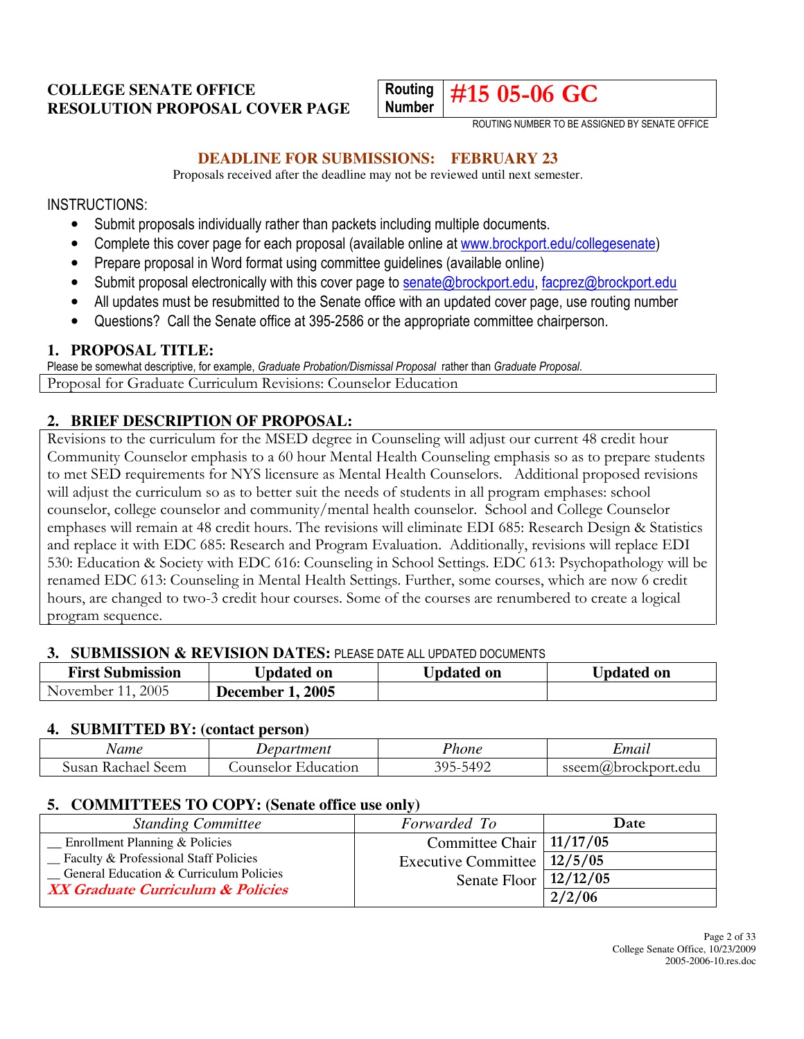**COLLEGE SENATE OFFICE**
**RESOLUTION PROPOSAL COVER PAGE**

| Routing Number | #15 05-06 GC |
|---|---|

ROUTING NUMBER TO BE ASSIGNED BY SENATE OFFICE

**DEADLINE FOR SUBMISSIONS: FEBRUARY 23**

Proposals received after the deadline may not be reviewed until next semester.

INSTRUCTIONS:

- Submit proposals individually rather than packets including multiple documents.
- Complete this cover page for each proposal (available online at www.brockport.edu/collegesenate)
- Prepare proposal in Word format using committee guidelines (available online)
- Submit proposal electronically with this cover page to senate@brockport.edu, facprez@brockport.edu
- All updates must be resubmitted to the Senate office with an updated cover page, use routing number
- Questions? Call the Senate office at 395-2586 or the appropriate committee chairperson.

## 1. PROPOSAL TITLE:

Please be somewhat descriptive, for example, *Graduate Probation/Dismissal Proposal* rather than *Graduate Proposal*.

Proposal for Graduate Curriculum Revisions: Counselor Education

## 2. BRIEF DESCRIPTION OF PROPOSAL:

Revisions to the curriculum for the MSED degree in Counseling will adjust our current 48 credit hour Community Counselor emphasis to a 60 hour Mental Health Counseling emphasis so as to prepare students to met SED requirements for NYS licensure as Mental Health Counselors. Additional proposed revisions will adjust the curriculum so as to better suit the needs of students in all program emphases: school counselor, college counselor and community/mental health counselor. School and College Counselor emphases will remain at 48 credit hours. The revisions will eliminate EDI 685: Research Design & Statistics and replace it with EDC 685: Research and Program Evaluation. Additionally, revisions will replace EDI 530: Education & Society with EDC 616: Counseling in School Settings. EDC 613: Psychopathology will be renamed EDC 613: Counseling in Mental Health Settings. Further, some courses, which are now 6 credit hours, are changed to two-3 credit hour courses. Some of the courses are renumbered to create a logical program sequence.

## 3. SUBMISSION & REVISION DATES: PLEASE DATE ALL UPDATED DOCUMENTS

| First Submission | Updated on | Updated on | Updated on |
|---|---|---|---|
| November 11, 2005 | **December 1, 2005** | | |

## 4. SUBMITTED BY: (contact person)

| *Name* | *Department* | *Phone* | *Email* |
|---|---|---|---|
| Susan Rachael Seem | Counselor Education | 395-5492 | sseem@brockport.edu |

## 5. COMMITTEES TO COPY: (Senate office use only)

| *Standing Committee* | *Forwarded To* | **Date** |
|---|---|---|
| __ Enrollment Planning & Policies | Committee Chair | 11/17/05 |
| __ Faculty & Professional Staff Policies | Executive Committee | 12/5/05 |
| __ General Education & Curriculum Policies | Senate Floor | 12/12/05 |
| ***XX Graduate Curriculum & Policies*** | | 2/2/06 |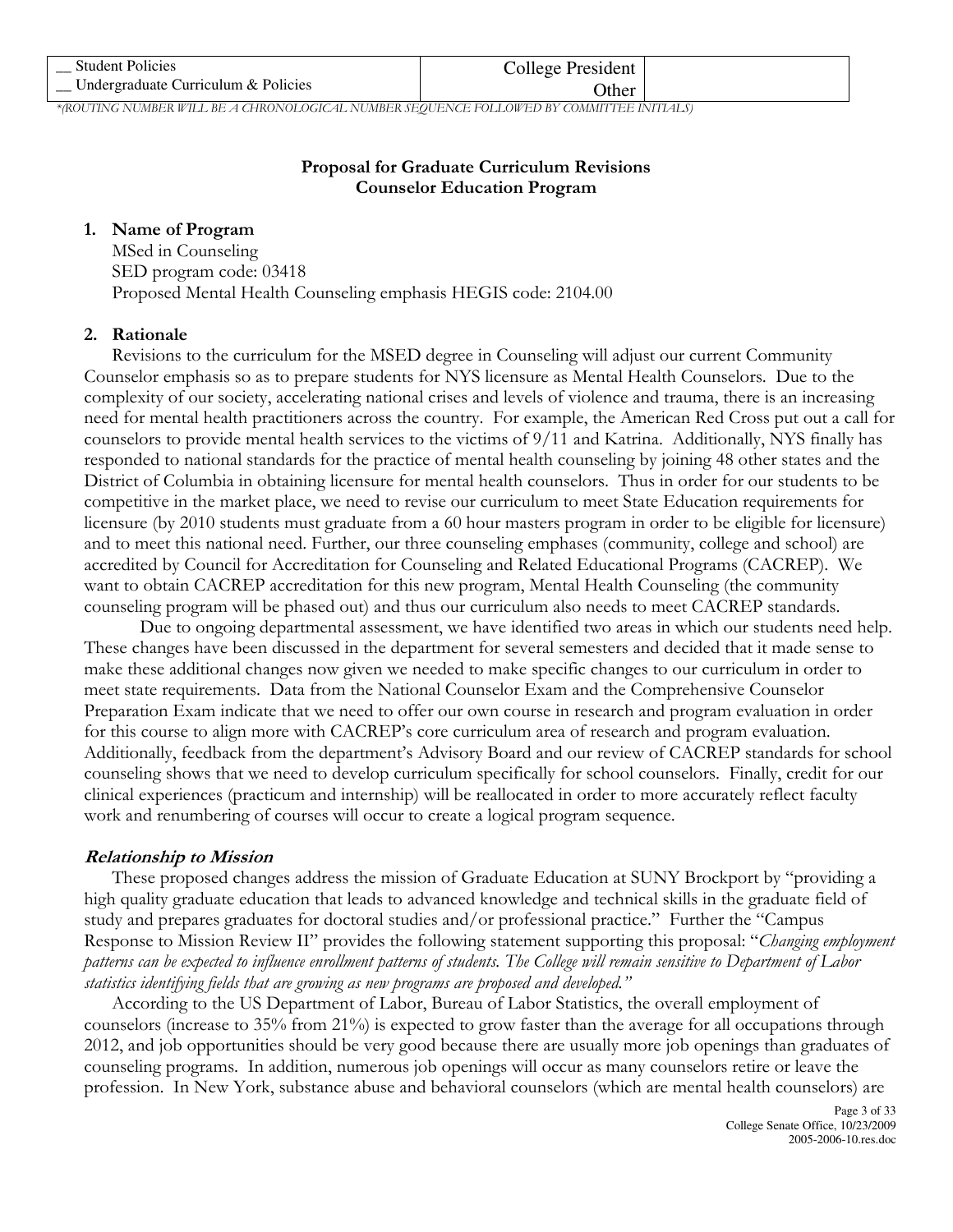| __ Student Policies<br>__ Undergraduate Curriculum & Policies | College President<br>Other | |
| --- | --- | --- |

*(ROUTING NUMBER WILL BE A CHRONOLOGICAL NUMBER SEQUENCE FOLLOWED BY COMMITTEE INITIALS)

**Proposal for Graduate Curriculum Revisions**
**Counselor Education Program**

1. **Name of Program**
   MSed in Counseling
   SED program code: 03418
   Proposed Mental Health Counseling emphasis HEGIS code: 2104.00

2. **Rationale**
   Revisions to the curriculum for the MSED degree in Counseling will adjust our current Community Counselor emphasis so as to prepare students for NYS licensure as Mental Health Counselors. Due to the complexity of our society, accelerating national crises and levels of violence and trauma, there is an increasing need for mental health practitioners across the country. For example, the American Red Cross put out a call for counselors to provide mental health services to the victims of 9/11 and Katrina. Additionally, NYS finally has responded to national standards for the practice of mental health counseling by joining 48 other states and the District of Columbia in obtaining licensure for mental health counselors. Thus in order for our students to be competitive in the market place, we need to revise our curriculum to meet State Education requirements for licensure (by 2010 students must graduate from a 60 hour masters program in order to be eligible for licensure) and to meet this national need. Further, our three counseling emphases (community, college and school) are accredited by Council for Accreditation for Counseling and Related Educational Programs (CACREP). We want to obtain CACREP accreditation for this new program, Mental Health Counseling (the community counseling program will be phased out) and thus our curriculum also needs to meet CACREP standards.

   Due to ongoing departmental assessment, we have identified two areas in which our students need help. These changes have been discussed in the department for several semesters and decided that it made sense to make these additional changes now given we needed to make specific changes to our curriculum in order to meet state requirements. Data from the National Counselor Exam and the Comprehensive Counselor Preparation Exam indicate that we need to offer our own course in research and program evaluation in order for this course to align more with CACREP's core curriculum area of research and program evaluation. Additionally, feedback from the department's Advisory Board and our review of CACREP standards for school counseling shows that we need to develop curriculum specifically for school counselors. Finally, credit for our clinical experiences (practicum and internship) will be reallocated in order to more accurately reflect faculty work and renumbering of courses will occur to create a logical program sequence.

***Relationship to Mission***

These proposed changes address the mission of Graduate Education at SUNY Brockport by "providing a high quality graduate education that leads to advanced knowledge and technical skills in the graduate field of study and prepares graduates for doctoral studies and/or professional practice." Further the "Campus Response to Mission Review II" provides the following statement supporting this proposal: "*Changing employment patterns can be expected to influence enrollment patterns of students. The College will remain sensitive to Department of Labor statistics identifying fields that are growing as new programs are proposed and developed.*"

According to the US Department of Labor, Bureau of Labor Statistics, the overall employment of counselors (increase to 35% from 21%) is expected to grow faster than the average for all occupations through 2012, and job opportunities should be very good because there are usually more job openings than graduates of counseling programs. In addition, numerous job openings will occur as many counselors retire or leave the profession. In New York, substance abuse and behavioral counselors (which are mental health counselors) are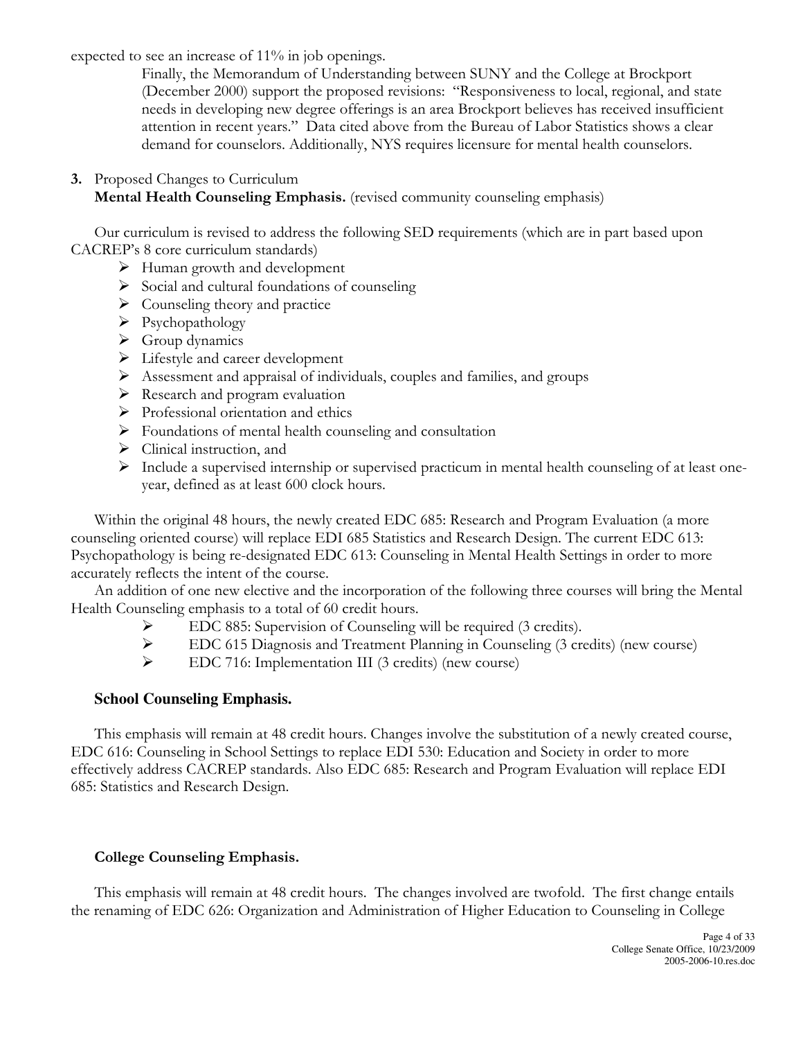expected to see an increase of 11% in job openings.

Finally, the Memorandum of Understanding between SUNY and the College at Brockport (December 2000) support the proposed revisions: "Responsiveness to local, regional, and state needs in developing new degree offerings is an area Brockport believes has received insufficient attention in recent years." Data cited above from the Bureau of Labor Statistics shows a clear demand for counselors. Additionally, NYS requires licensure for mental health counselors.

**3.** Proposed Changes to Curriculum

**Mental Health Counseling Emphasis.** (revised community counseling emphasis)

Our curriculum is revised to address the following SED requirements (which are in part based upon CACREP's 8 core curriculum standards)

- Human growth and development
- Social and cultural foundations of counseling
- Counseling theory and practice
- Psychopathology
- Group dynamics
- Lifestyle and career development
- Assessment and appraisal of individuals, couples and families, and groups
- Research and program evaluation
- Professional orientation and ethics
- Foundations of mental health counseling and consultation
- Clinical instruction, and
- Include a supervised internship or supervised practicum in mental health counseling of at least one-year, defined as at least 600 clock hours.

Within the original 48 hours, the newly created EDC 685: Research and Program Evaluation (a more counseling oriented course) will replace EDI 685 Statistics and Research Design. The current EDC 613: Psychopathology is being re-designated EDC 613: Counseling in Mental Health Settings in order to more accurately reflects the intent of the course.

An addition of one new elective and the incorporation of the following three courses will bring the Mental Health Counseling emphasis to a total of 60 credit hours.

- EDC 885: Supervision of Counseling will be required (3 credits).
- EDC 615 Diagnosis and Treatment Planning in Counseling (3 credits) (new course)
- EDC 716: Implementation III (3 credits) (new course)

**School Counseling Emphasis.**

This emphasis will remain at 48 credit hours. Changes involve the substitution of a newly created course, EDC 616: Counseling in School Settings to replace EDI 530: Education and Society in order to more effectively address CACREP standards. Also EDC 685: Research and Program Evaluation will replace EDI 685: Statistics and Research Design.

**College Counseling Emphasis.**

This emphasis will remain at 48 credit hours. The changes involved are twofold. The first change entails the renaming of EDC 626: Organization and Administration of Higher Education to Counseling in College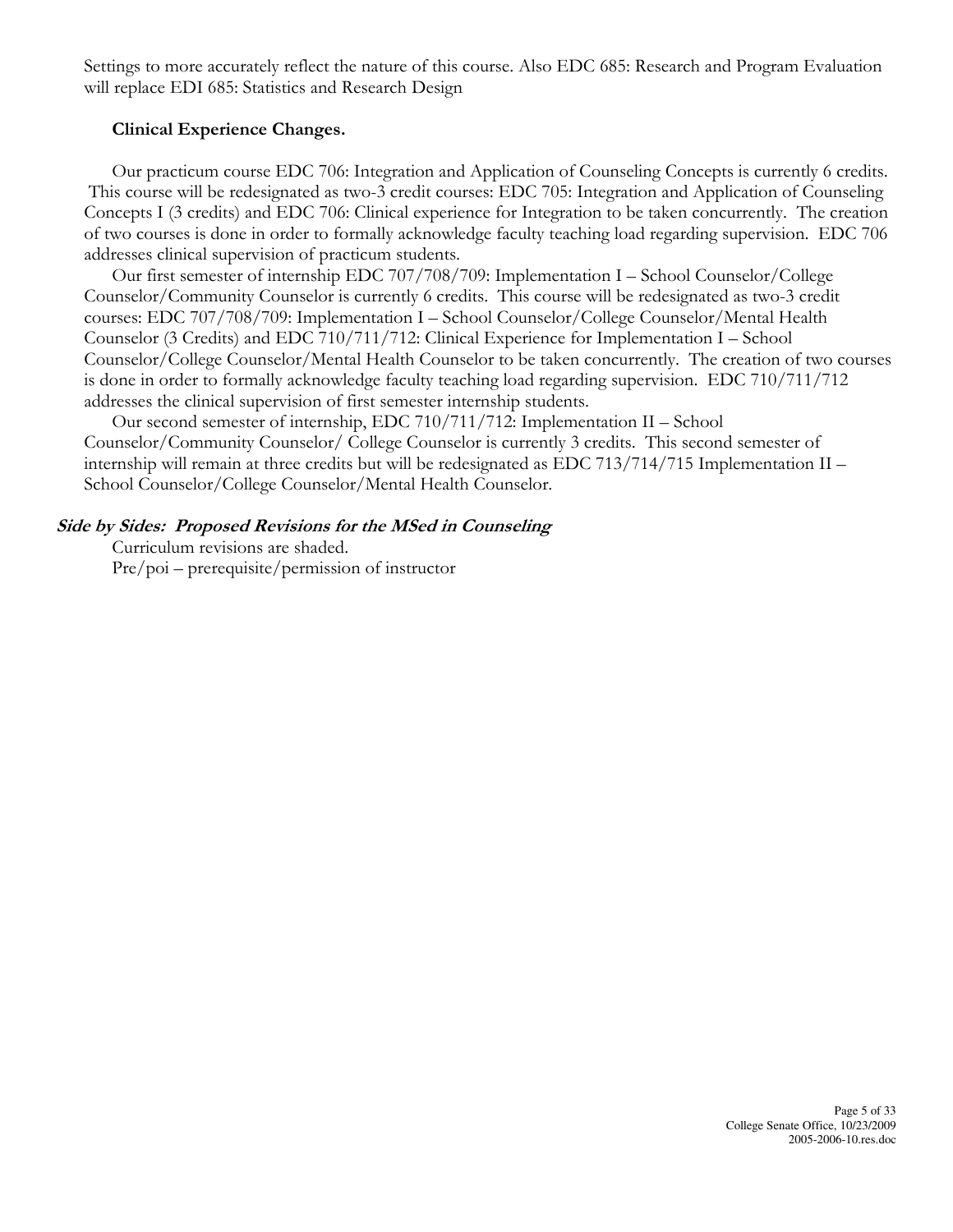Settings to more accurately reflect the nature of this course. Also EDC 685: Research and Program Evaluation will replace EDI 685: Statistics and Research Design

**Clinical Experience Changes.**

Our practicum course EDC 706: Integration and Application of Counseling Concepts is currently 6 credits. This course will be redesignated as two-3 credit courses: EDC 705: Integration and Application of Counseling Concepts I (3 credits) and EDC 706: Clinical experience for Integration to be taken concurrently. The creation of two courses is done in order to formally acknowledge faculty teaching load regarding supervision. EDC 706 addresses clinical supervision of practicum students.

Our first semester of internship EDC 707/708/709: Implementation I – School Counselor/College Counselor/Community Counselor is currently 6 credits. This course will be redesignated as two-3 credit courses: EDC 707/708/709: Implementation I – School Counselor/College Counselor/Mental Health Counselor (3 Credits) and EDC 710/711/712: Clinical Experience for Implementation I – School Counselor/College Counselor/Mental Health Counselor to be taken concurrently. The creation of two courses is done in order to formally acknowledge faculty teaching load regarding supervision. EDC 710/711/712 addresses the clinical supervision of first semester internship students.

Our second semester of internship, EDC 710/711/712: Implementation II – School Counselor/Community Counselor/ College Counselor is currently 3 credits. This second semester of internship will remain at three credits but will be redesignated as EDC 713/714/715 Implementation II – School Counselor/College Counselor/Mental Health Counselor.

***Side by Sides: Proposed Revisions for the MSed in Counseling***

Curriculum revisions are shaded.

Pre/poi – prerequisite/permission of instructor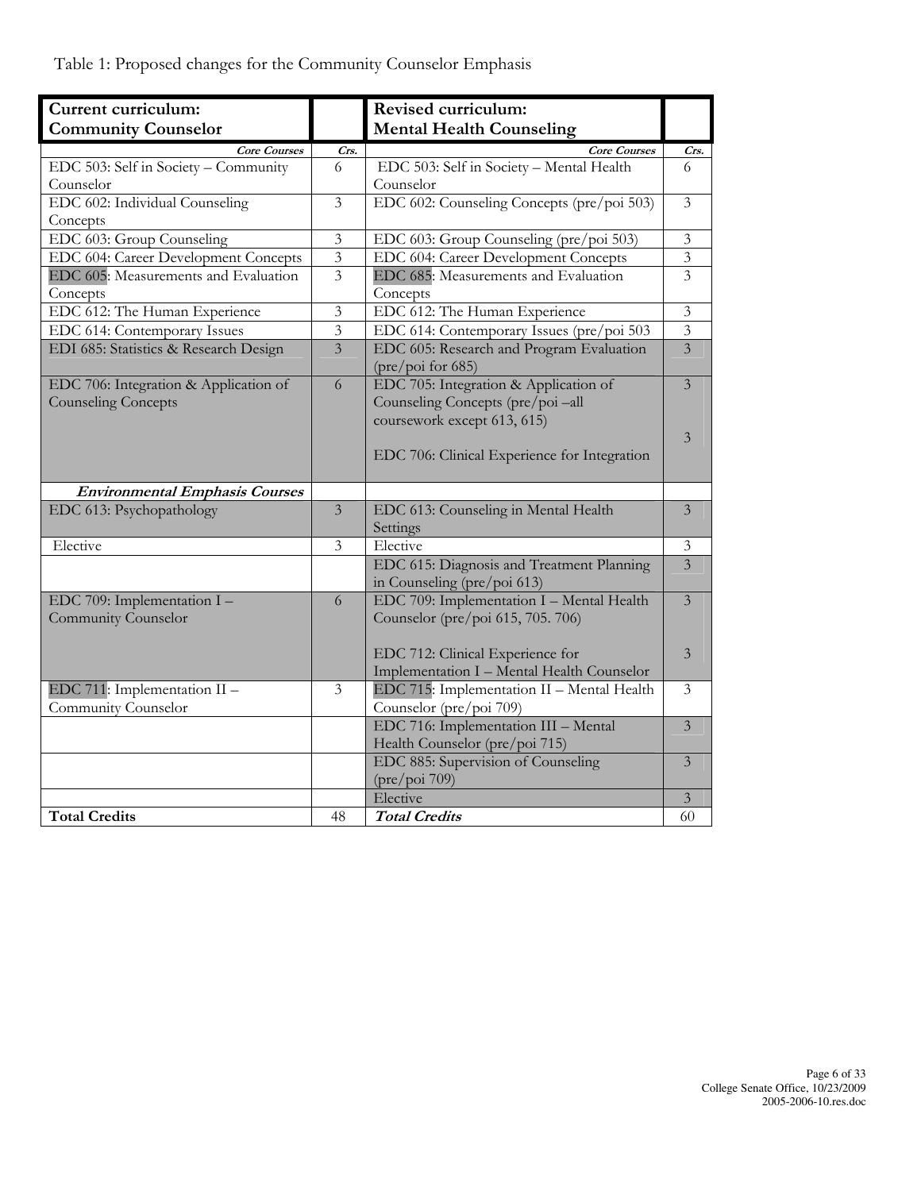Table 1: Proposed changes for the Community Counselor Emphasis

| **Current curriculum: Community Counselor** | | **Revised curriculum: Mental Health Counseling** | |
|---|---|---|---|
| ***Core Courses*** | ***Crs.*** | ***Core Courses*** | ***Crs.*** |
| EDC 503: Self in Society – Community Counselor | 6 | EDC 503: Self in Society – Mental Health Counselor | 6 |
| EDC 602: Individual Counseling Concepts | 3 | EDC 602: Counseling Concepts (pre/poi 503) | 3 |
| EDC 603: Group Counseling | 3 | EDC 603: Group Counseling (pre/poi 503) | 3 |
| EDC 604: Career Development Concepts | 3 | EDC 604: Career Development Concepts | 3 |
| EDC 605: Measurements and Evaluation Concepts | 3 | EDC 685: Measurements and Evaluation Concepts | 3 |
| EDC 612: The Human Experience | 3 | EDC 612: The Human Experience | 3 |
| EDC 614: Contemporary Issues | 3 | EDC 614: Contemporary Issues (pre/poi 503 | 3 |
| EDI 685: Statistics & Research Design | 3 | EDC 605: Research and Program Evaluation (pre/poi for 685) | 3 |
| EDC 706: Integration & Application of Counseling Concepts | 6 | EDC 705: Integration & Application of Counseling Concepts (pre/poi –all coursework except 613, 615)<br><br>EDC 706: Clinical Experience for Integration | 3<br><br>3 |
| ***Environmental Emphasis Courses*** | | | |
| EDC 613: Psychopathology | 3 | EDC 613: Counseling in Mental Health Settings | 3 |
| Elective | 3 | Elective | 3 |
| | | EDC 615: Diagnosis and Treatment Planning in Counseling (pre/poi 613) | 3 |
| EDC 709: Implementation I – Community Counselor | 6 | EDC 709: Implementation I – Mental Health Counselor (pre/poi 615, 705. 706)<br><br>EDC 712: Clinical Experience for Implementation I – Mental Health Counselor | 3<br><br>3 |
| EDC 711: Implementation II – Community Counselor | 3 | EDC 715: Implementation II – Mental Health Counselor (pre/poi 709) | 3 |
| | | EDC 716: Implementation III – Mental Health Counselor (pre/poi 715) | 3 |
| | | EDC 885: Supervision of Counseling (pre/poi 709) | 3 |
| | | Elective | 3 |
| **Total Credits** | 48 | ***Total Credits*** | 60 |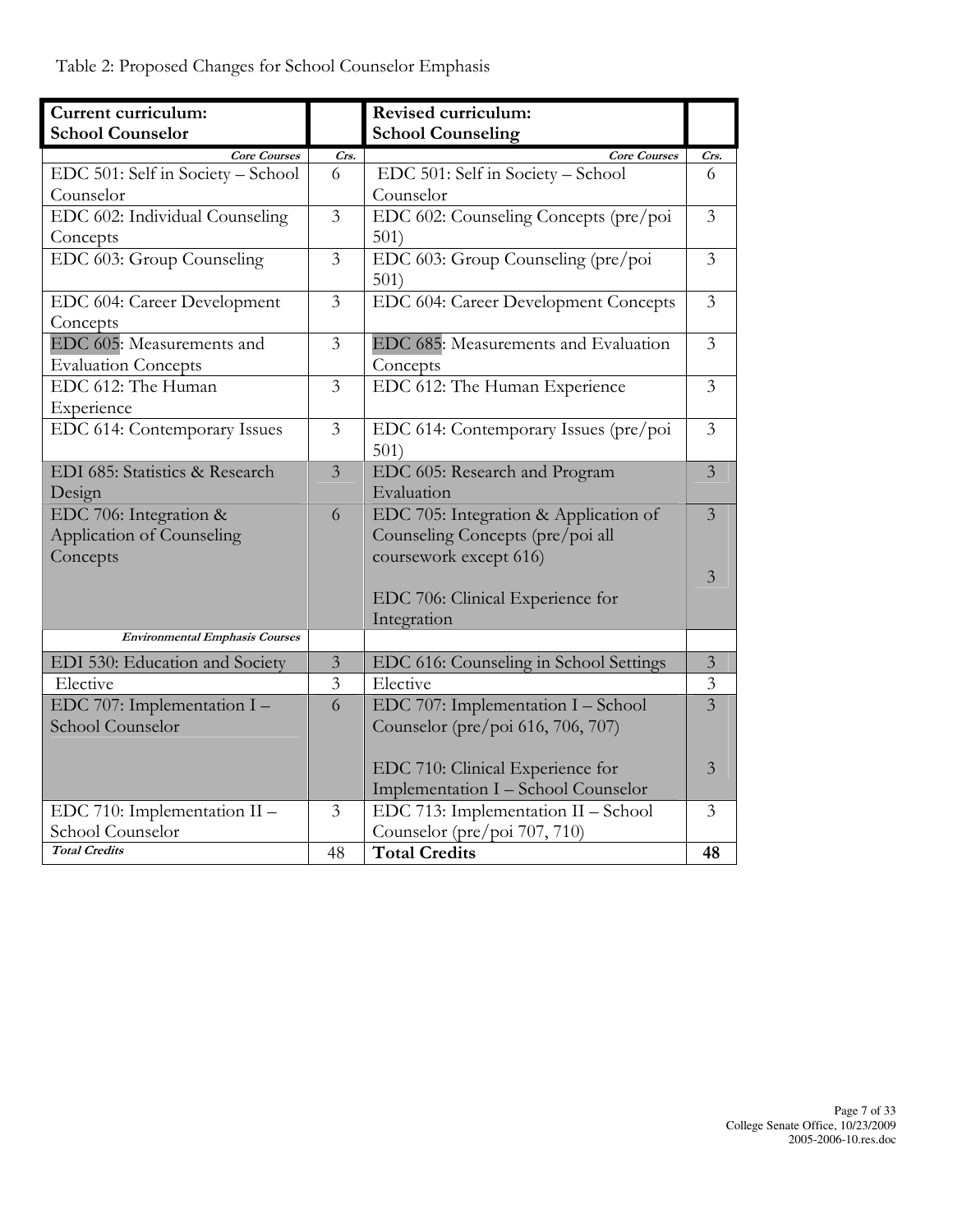Table 2: Proposed Changes for School Counselor Emphasis

| Current curriculum: School Counselor | | Revised curriculum: School Counseling | |
|---|---|---|---|
| ***Core Courses*** | ***Crs.*** | ***Core Courses*** | ***Crs.*** |
| EDC 501: Self in Society – School Counselor | 6 | EDC 501: Self in Society – School Counselor | 6 |
| EDC 602: Individual Counseling Concepts | 3 | EDC 602: Counseling Concepts (pre/poi 501) | 3 |
| EDC 603: Group Counseling | 3 | EDC 603: Group Counseling (pre/poi 501) | 3 |
| EDC 604: Career Development Concepts | 3 | EDC 604: Career Development Concepts | 3 |
| EDC 605: Measurements and Evaluation Concepts | 3 | EDC 685: Measurements and Evaluation Concepts | 3 |
| EDC 612: The Human Experience | 3 | EDC 612: The Human Experience | 3 |
| EDC 614: Contemporary Issues | 3 | EDC 614: Contemporary Issues (pre/poi 501) | 3 |
| EDI 685: Statistics & Research Design | 3 | EDC 605: Research and Program Evaluation | 3 |
| EDC 706: Integration & Application of Counseling Concepts | 6 | EDC 705: Integration & Application of Counseling Concepts (pre/poi all coursework except 616) | 3 |
| | | EDC 706: Clinical Experience for Integration | 3 |
| ***Environmental Emphasis Courses*** | | | |
| EDI 530: Education and Society | 3 | EDC 616: Counseling in School Settings | 3 |
| Elective | 3 | Elective | 3 |
| EDC 707: Implementation I – School Counselor | 6 | EDC 707: Implementation I – School Counselor (pre/poi 616, 706, 707) | 3 |
| | | EDC 710: Clinical Experience for Implementation I – School Counselor | 3 |
| EDC 710: Implementation II – School Counselor | 3 | EDC 713: Implementation II – School Counselor (pre/poi 707, 710) | 3 |
| ***Total Credits*** | 48 | **Total Credits** | **48** |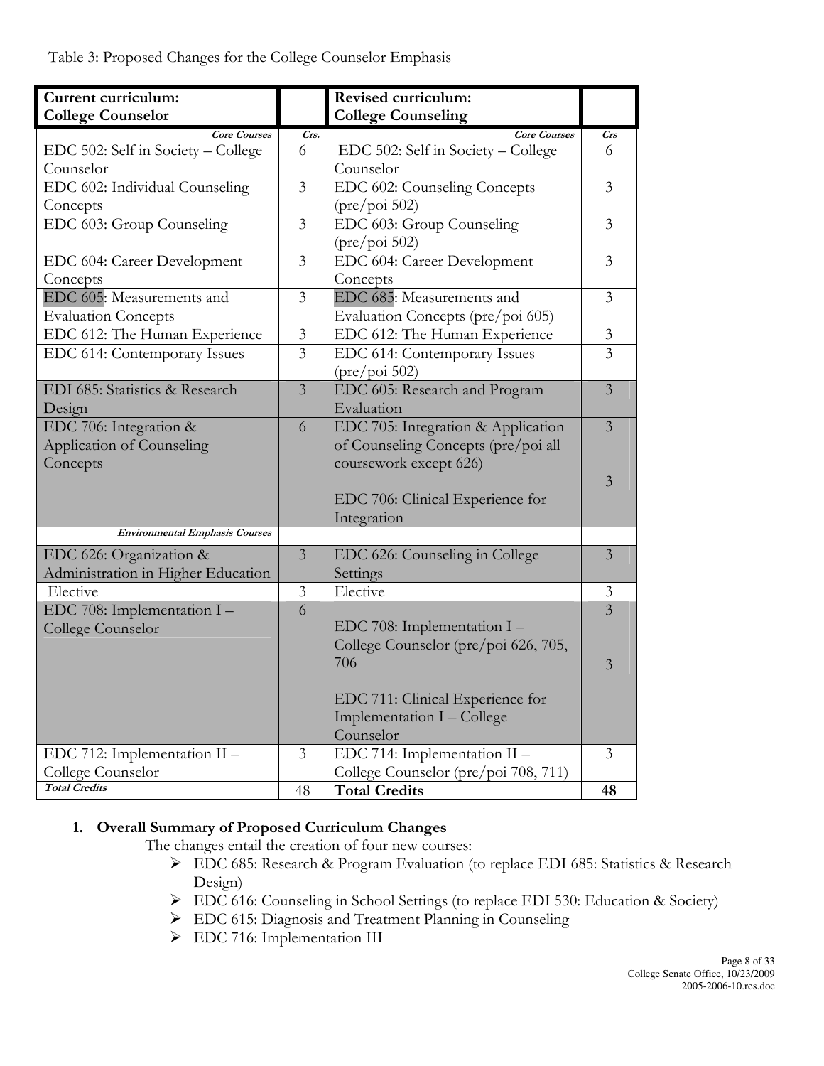Table 3: Proposed Changes for the College Counselor Emphasis

| **Current curriculum: College Counselor** | | **Revised curriculum: College Counseling** | |
|---|---|---|---|
| ***Core Courses*** | ***Crs.*** | ***Core Courses*** | ***Crs*** |
| EDC 502: Self in Society – College Counselor | 6 | EDC 502: Self in Society – College Counselor | 6 |
| EDC 602: Individual Counseling Concepts | 3 | EDC 602: Counseling Concepts (pre/poi 502) | 3 |
| EDC 603: Group Counseling | 3 | EDC 603: Group Counseling (pre/poi 502) | 3 |
| EDC 604: Career Development Concepts | 3 | EDC 604: Career Development Concepts | 3 |
| EDC 605: Measurements and Evaluation Concepts | 3 | EDC 685: Measurements and Evaluation Concepts (pre/poi 605) | 3 |
| EDC 612: The Human Experience | 3 | EDC 612: The Human Experience | 3 |
| EDC 614: Contemporary Issues | 3 | EDC 614: Contemporary Issues (pre/poi 502) | 3 |
| EDI 685: Statistics & Research Design | 3 | EDC 605: Research and Program Evaluation | 3 |
| EDC 706: Integration & Application of Counseling Concepts | 6 | EDC 705: Integration & Application of Counseling Concepts (pre/poi all coursework except 626)<br><br>EDC 706: Clinical Experience for Integration | 3<br><br>3 |
| ***Environmental Emphasis Courses*** | | | |
| EDC 626: Organization & Administration in Higher Education | 3 | EDC 626: Counseling in College Settings | 3 |
| Elective | 3 | Elective | 3 |
| EDC 708: Implementation I – College Counselor | 6 | EDC 708: Implementation I – College Counselor (pre/poi 626, 705, 706<br><br>EDC 711: Clinical Experience for Implementation I – College Counselor | 3<br><br>3 |
| EDC 712: Implementation II – College Counselor | 3 | EDC 714: Implementation II – College Counselor (pre/poi 708, 711) | 3 |
| ***Total Credits*** | 48 | **Total Credits** | **48** |

## 1. Overall Summary of Proposed Curriculum Changes

The changes entail the creation of four new courses:

- EDC 685: Research & Program Evaluation (to replace EDI 685: Statistics & Research Design)
- EDC 616: Counseling in School Settings (to replace EDI 530: Education & Society)
- EDC 615: Diagnosis and Treatment Planning in Counseling
- EDC 716: Implementation III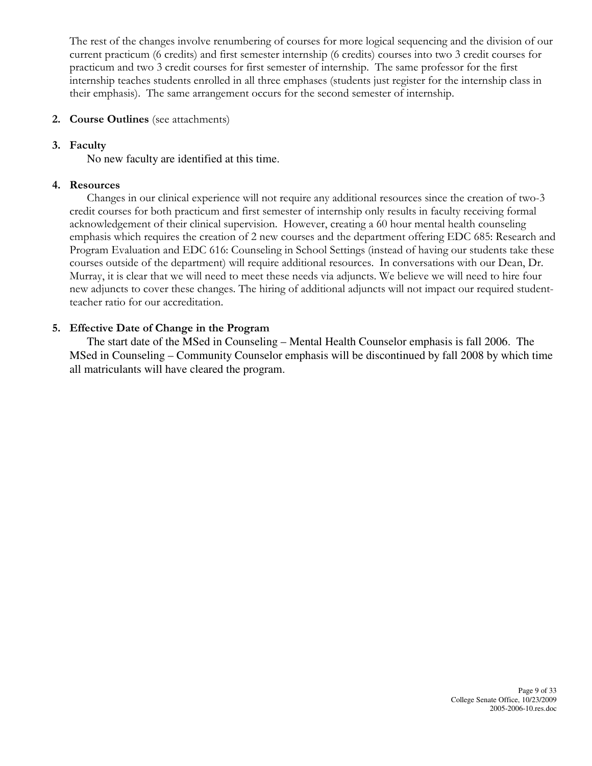The rest of the changes involve renumbering of courses for more logical sequencing and the division of our current practicum (6 credits) and first semester internship (6 credits) courses into two 3 credit courses for practicum and two 3 credit courses for first semester of internship. The same professor for the first internship teaches students enrolled in all three emphases (students just register for the internship class in their emphasis). The same arrangement occurs for the second semester of internship.

2. **Course Outlines** (see attachments)

3. **Faculty**

   No new faculty are identified at this time.

4. **Resources**

   Changes in our clinical experience will not require any additional resources since the creation of two-3 credit courses for both practicum and first semester of internship only results in faculty receiving formal acknowledgement of their clinical supervision. However, creating a 60 hour mental health counseling emphasis which requires the creation of 2 new courses and the department offering EDC 685: Research and Program Evaluation and EDC 616: Counseling in School Settings (instead of having our students take these courses outside of the department) will require additional resources. In conversations with our Dean, Dr. Murray, it is clear that we will need to meet these needs via adjuncts. We believe we will need to hire four new adjuncts to cover these changes. The hiring of additional adjuncts will not impact our required student-teacher ratio for our accreditation.

5. **Effective Date of Change in the Program**

   The start date of the MSed in Counseling – Mental Health Counselor emphasis is fall 2006. The MSed in Counseling – Community Counselor emphasis will be discontinued by fall 2008 by which time all matriculants will have cleared the program.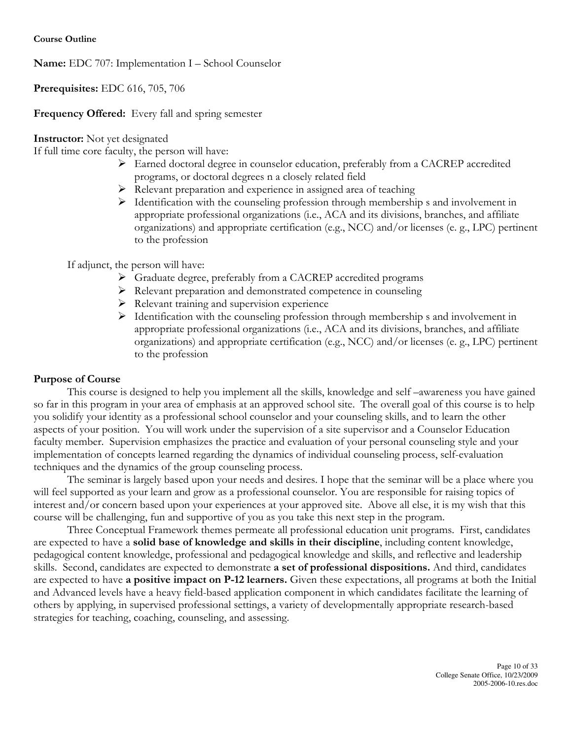**Course Outline**

**Name:** EDC 707: Implementation I – School Counselor

**Prerequisites:** EDC 616, 705, 706

**Frequency Offered:** Every fall and spring semester

**Instructor:** Not yet designated

If full time core faculty, the person will have:

- Earned doctoral degree in counselor education, preferably from a CACREP accredited programs, or doctoral degrees n a closely related field
- Relevant preparation and experience in assigned area of teaching
- Identification with the counseling profession through membership s and involvement in appropriate professional organizations (i.e., ACA and its divisions, branches, and affiliate organizations) and appropriate certification (e.g., NCC) and/or licenses (e. g., LPC) pertinent to the profession

If adjunct, the person will have:

- Graduate degree, preferably from a CACREP accredited programs
- Relevant preparation and demonstrated competence in counseling
- Relevant training and supervision experience
- Identification with the counseling profession through membership s and involvement in appropriate professional organizations (i.e., ACA and its divisions, branches, and affiliate organizations) and appropriate certification (e.g., NCC) and/or licenses (e. g., LPC) pertinent to the profession

## Purpose of Course

This course is designed to help you implement all the skills, knowledge and self –awareness you have gained so far in this program in your area of emphasis at an approved school site. The overall goal of this course is to help you solidify your identity as a professional school counselor and your counseling skills, and to learn the other aspects of your position. You will work under the supervision of a site supervisor and a Counselor Education faculty member. Supervision emphasizes the practice and evaluation of your personal counseling style and your implementation of concepts learned regarding the dynamics of individual counseling process, self-evaluation techniques and the dynamics of the group counseling process.

The seminar is largely based upon your needs and desires. I hope that the seminar will be a place where you will feel supported as your learn and grow as a professional counselor. You are responsible for raising topics of interest and/or concern based upon your experiences at your approved site. Above all else, it is my wish that this course will be challenging, fun and supportive of you as you take this next step in the program.

Three Conceptual Framework themes permeate all professional education unit programs. First, candidates are expected to have a **solid base of knowledge and skills in their discipline**, including content knowledge, pedagogical content knowledge, professional and pedagogical knowledge and skills, and reflective and leadership skills. Second, candidates are expected to demonstrate **a set of professional dispositions.** And third, candidates are expected to have **a positive impact on P-12 learners.** Given these expectations, all programs at both the Initial and Advanced levels have a heavy field-based application component in which candidates facilitate the learning of others by applying, in supervised professional settings, a variety of developmentally appropriate research-based strategies for teaching, coaching, counseling, and assessing.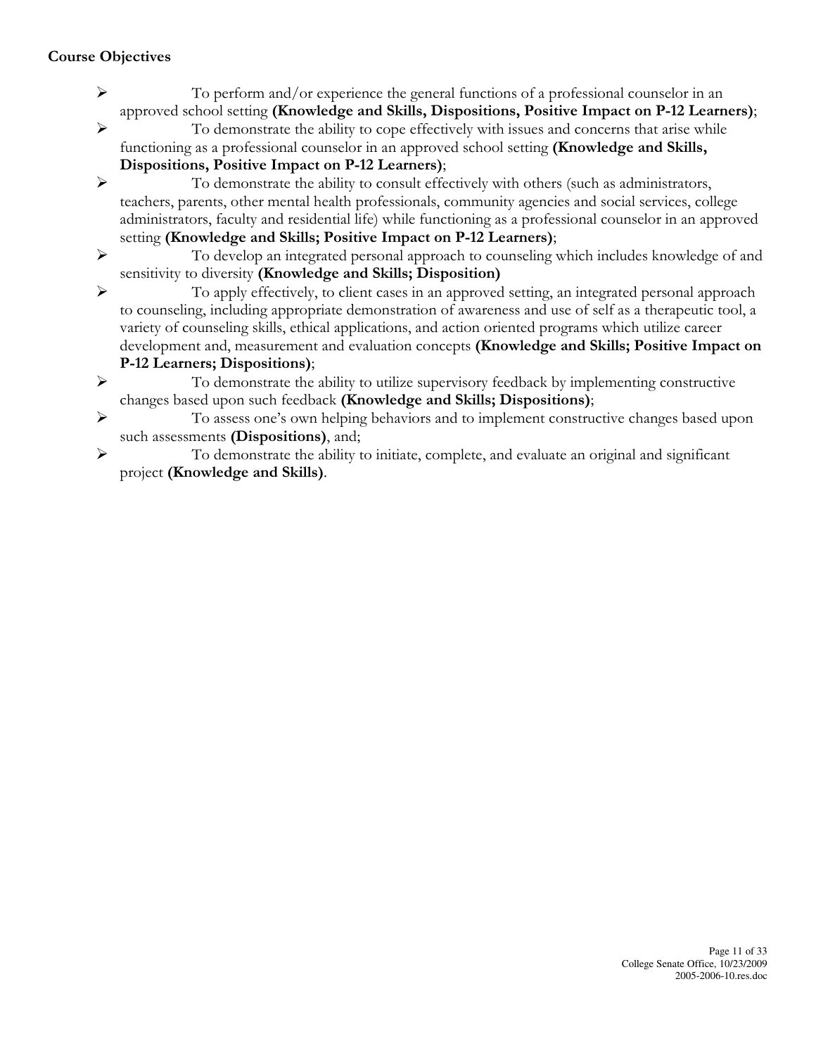**Course Objectives**

- To perform and/or experience the general functions of a professional counselor in an approved school setting **(Knowledge and Skills, Dispositions, Positive Impact on P-12 Learners)**;
- To demonstrate the ability to cope effectively with issues and concerns that arise while functioning as a professional counselor in an approved school setting **(Knowledge and Skills, Dispositions, Positive Impact on P-12 Learners)**;
- To demonstrate the ability to consult effectively with others (such as administrators, teachers, parents, other mental health professionals, community agencies and social services, college administrators, faculty and residential life) while functioning as a professional counselor in an approved setting **(Knowledge and Skills; Positive Impact on P-12 Learners)**;
- To develop an integrated personal approach to counseling which includes knowledge of and sensitivity to diversity **(Knowledge and Skills; Disposition)**
- To apply effectively, to client cases in an approved setting, an integrated personal approach to counseling, including appropriate demonstration of awareness and use of self as a therapeutic tool, a variety of counseling skills, ethical applications, and action oriented programs which utilize career development and, measurement and evaluation concepts **(Knowledge and Skills; Positive Impact on P-12 Learners; Dispositions)**;
- To demonstrate the ability to utilize supervisory feedback by implementing constructive changes based upon such feedback **(Knowledge and Skills; Dispositions)**;
- To assess one's own helping behaviors and to implement constructive changes based upon such assessments **(Dispositions)**, and;
- To demonstrate the ability to initiate, complete, and evaluate an original and significant project **(Knowledge and Skills)**.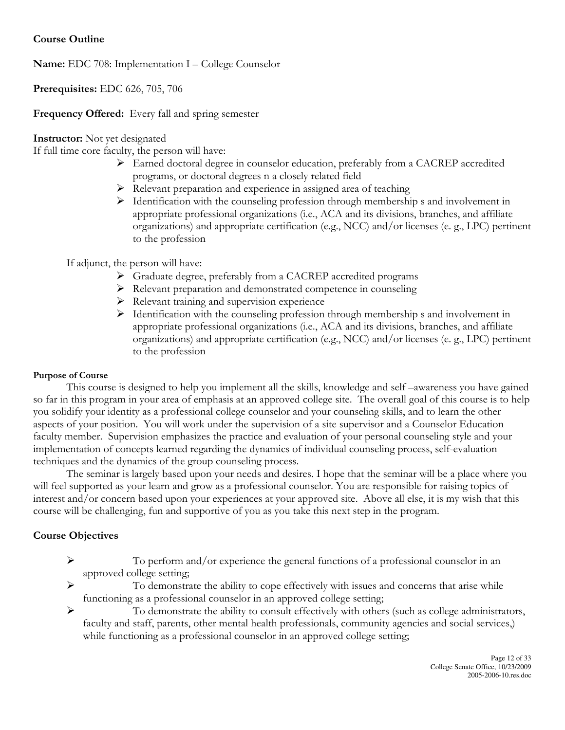**Course Outline**

**Name:** EDC 708: Implementation I – College Counselor

**Prerequisites:** EDC 626, 705, 706

**Frequency Offered:** Every fall and spring semester

**Instructor:** Not yet designated
If full time core faculty, the person will have:

- Earned doctoral degree in counselor education, preferably from a CACREP accredited programs, or doctoral degrees n a closely related field
- Relevant preparation and experience in assigned area of teaching
- Identification with the counseling profession through membership s and involvement in appropriate professional organizations (i.e., ACA and its divisions, branches, and affiliate organizations) and appropriate certification (e.g., NCC) and/or licenses (e. g., LPC) pertinent to the profession

If adjunct, the person will have:

- Graduate degree, preferably from a CACREP accredited programs
- Relevant preparation and demonstrated competence in counseling
- Relevant training and supervision experience
- Identification with the counseling profession through membership s and involvement in appropriate professional organizations (i.e., ACA and its divisions, branches, and affiliate organizations) and appropriate certification (e.g., NCC) and/or licenses (e. g., LPC) pertinent to the profession

**Purpose of Course**

This course is designed to help you implement all the skills, knowledge and self –awareness you have gained so far in this program in your area of emphasis at an approved college site. The overall goal of this course is to help you solidify your identity as a professional college counselor and your counseling skills, and to learn the other aspects of your position. You will work under the supervision of a site supervisor and a Counselor Education faculty member. Supervision emphasizes the practice and evaluation of your personal counseling style and your implementation of concepts learned regarding the dynamics of individual counseling process, self-evaluation techniques and the dynamics of the group counseling process.

The seminar is largely based upon your needs and desires. I hope that the seminar will be a place where you will feel supported as your learn and grow as a professional counselor. You are responsible for raising topics of interest and/or concern based upon your experiences at your approved site. Above all else, it is my wish that this course will be challenging, fun and supportive of you as you take this next step in the program.

**Course Objectives**

- To perform and/or experience the general functions of a professional counselor in an approved college setting;
- To demonstrate the ability to cope effectively with issues and concerns that arise while functioning as a professional counselor in an approved college setting;
- To demonstrate the ability to consult effectively with others (such as college administrators, faculty and staff, parents, other mental health professionals, community agencies and social services,) while functioning as a professional counselor in an approved college setting;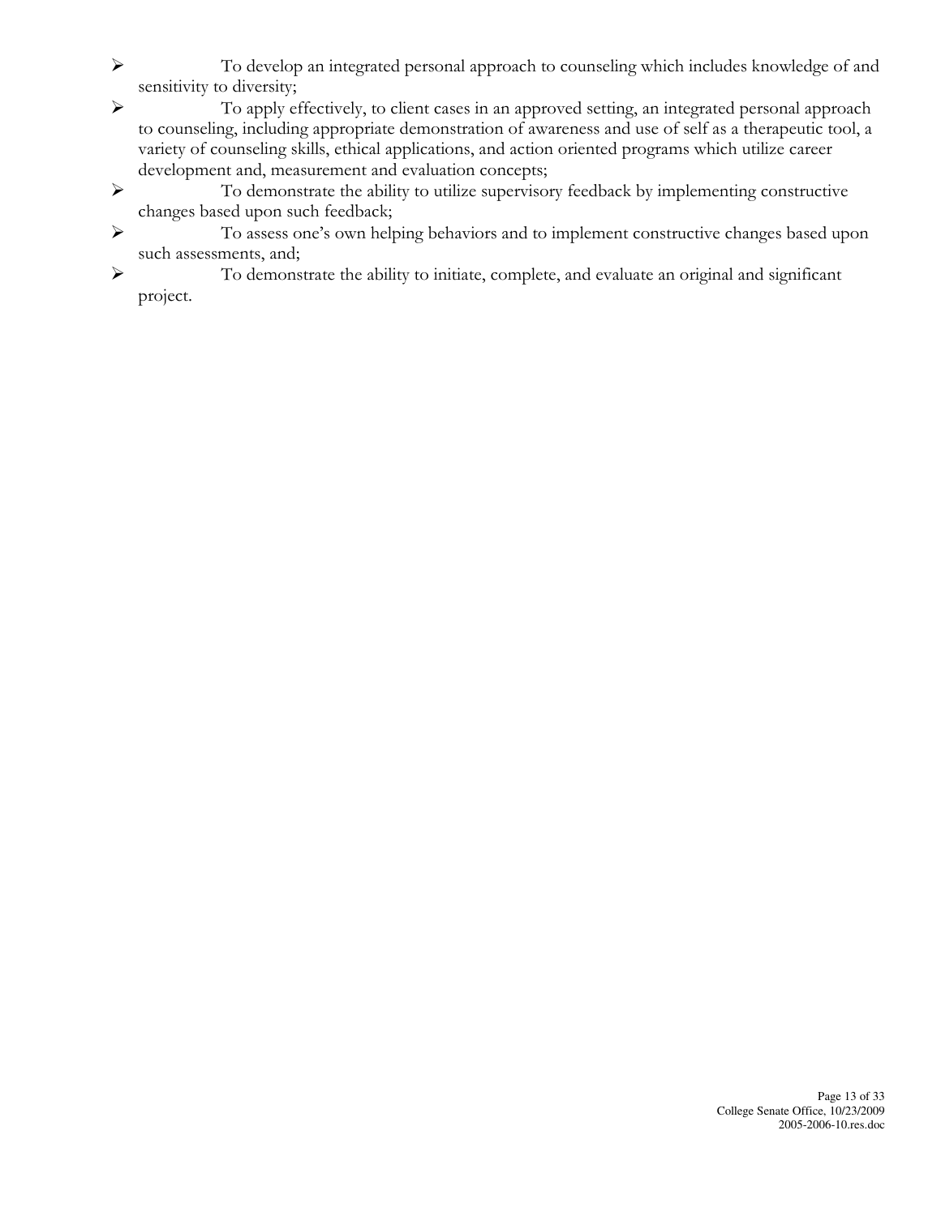- To develop an integrated personal approach to counseling which includes knowledge of and sensitivity to diversity;
- To apply effectively, to client cases in an approved setting, an integrated personal approach to counseling, including appropriate demonstration of awareness and use of self as a therapeutic tool, a variety of counseling skills, ethical applications, and action oriented programs which utilize career development and, measurement and evaluation concepts;
- To demonstrate the ability to utilize supervisory feedback by implementing constructive changes based upon such feedback;
- To assess one's own helping behaviors and to implement constructive changes based upon such assessments, and;
- To demonstrate the ability to initiate, complete, and evaluate an original and significant project.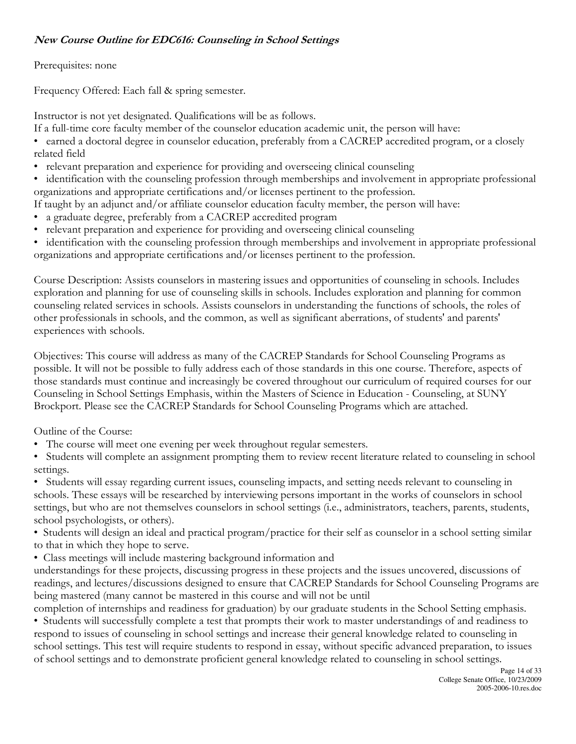***New Course Outline for EDC616: Counseling in School Settings***

Prerequisites: none

Frequency Offered: Each fall & spring semester.

Instructor is not yet designated. Qualifications will be as follows.

If a full-time core faculty member of the counselor education academic unit, the person will have:

- earned a doctoral degree in counselor education, preferably from a CACREP accredited program, or a closely related field
- relevant preparation and experience for providing and overseeing clinical counseling
- identification with the counseling profession through memberships and involvement in appropriate professional organizations and appropriate certifications and/or licenses pertinent to the profession.

If taught by an adjunct and/or affiliate counselor education faculty member, the person will have:

- a graduate degree, preferably from a CACREP accredited program
- relevant preparation and experience for providing and overseeing clinical counseling
- identification with the counseling profession through memberships and involvement in appropriate professional organizations and appropriate certifications and/or licenses pertinent to the profession.

Course Description: Assists counselors in mastering issues and opportunities of counseling in schools. Includes exploration and planning for use of counseling skills in schools. Includes exploration and planning for common counseling related services in schools. Assists counselors in understanding the functions of schools, the roles of other professionals in schools, and the common, as well as significant aberrations, of students' and parents' experiences with schools.

Objectives: This course will address as many of the CACREP Standards for School Counseling Programs as possible. It will not be possible to fully address each of those standards in this one course. Therefore, aspects of those standards must continue and increasingly be covered throughout our curriculum of required courses for our Counseling in School Settings Emphasis, within the Masters of Science in Education - Counseling, at SUNY Brockport. Please see the CACREP Standards for School Counseling Programs which are attached.

Outline of the Course:

- The course will meet one evening per week throughout regular semesters.
- Students will complete an assignment prompting them to review recent literature related to counseling in school settings.
- Students will essay regarding current issues, counseling impacts, and setting needs relevant to counseling in schools. These essays will be researched by interviewing persons important in the works of counselors in school settings, but who are not themselves counselors in school settings (i.e., administrators, teachers, parents, students, school psychologists, or others).
- Students will design an ideal and practical program/practice for their self as counselor in a school setting similar to that in which they hope to serve.
- Class meetings will include mastering background information and understandings for these projects, discussing progress in these projects and the issues uncovered, discussions of readings, and lectures/discussions designed to ensure that CACREP Standards for School Counseling Programs are being mastered (many cannot be mastered in this course and will not be until completion of internships and readiness for graduation) by our graduate students in the School Setting emphasis.
- Students will successfully complete a test that prompts their work to master understandings of and readiness to respond to issues of counseling in school settings and increase their general knowledge related to counseling in school settings. This test will require students to respond in essay, without specific advanced preparation, to issues of school settings and to demonstrate proficient general knowledge related to counseling in school settings.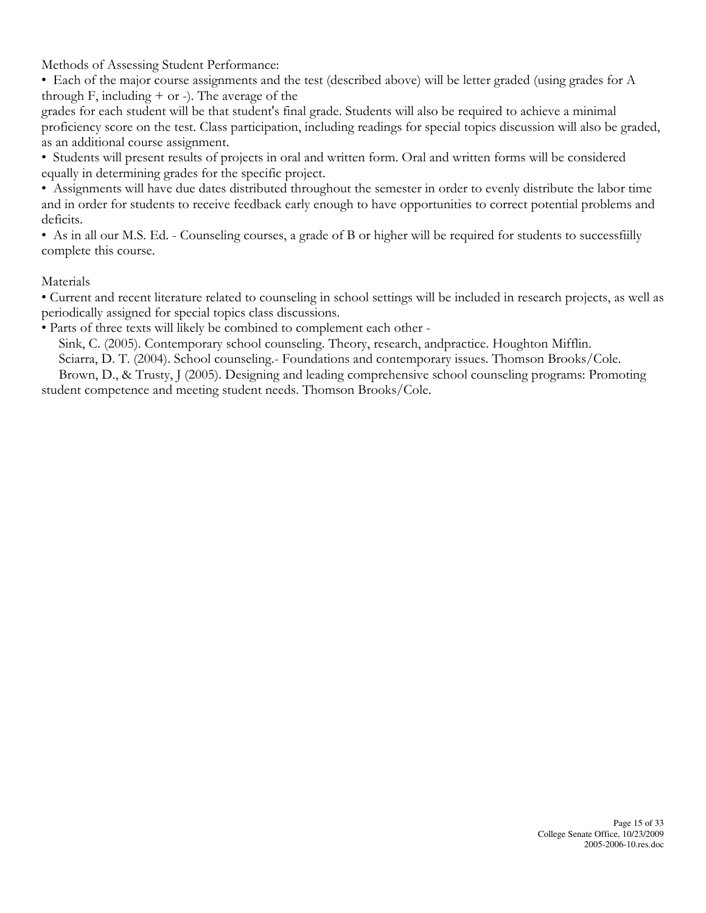Methods of Assessing Student Performance:

- Each of the major course assignments and the test (described above) will be letter graded (using grades for A through F, including + or -). The average of the grades for each student will be that student's final grade. Students will also be required to achieve a minimal proficiency score on the test. Class participation, including readings for special topics discussion will also be graded, as an additional course assignment.
- Students will present results of projects in oral and written form. Oral and written forms will be considered equally in determining grades for the specific project.
- Assignments will have due dates distributed throughout the semester in order to evenly distribute the labor time and in order for students to receive feedback early enough to have opportunities to correct potential problems and deficits.
- As in all our M.S. Ed. - Counseling courses, a grade of B or higher will be required for students to successfiilly complete this course.

Materials

- Current and recent literature related to counseling in school settings will be included in research projects, as well as periodically assigned for special topics class discussions.
- Parts of three texts will likely be combined to complement each other -
  Sink, C. (2005). Contemporary school counseling. Theory, research, andpractice. Houghton Mifflin.
  Sciarra, D. T. (2004). School counseling.- Foundations and contemporary issues. Thomson Brooks/Cole.
  Brown, D., & Trusty, J (2005). Designing and leading comprehensive school counseling programs: Promoting student competence and meeting student needs. Thomson Brooks/Cole.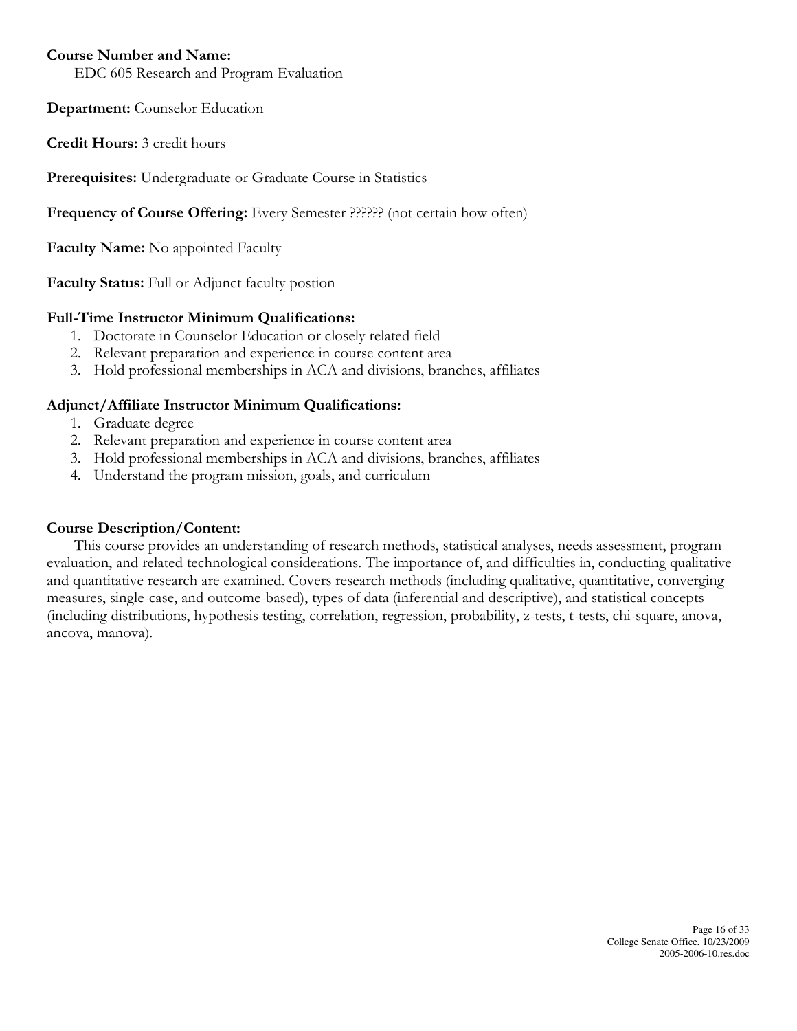**Course Number and Name:**
EDC 605 Research and Program Evaluation

**Department:** Counselor Education

**Credit Hours:** 3 credit hours

**Prerequisites:** Undergraduate or Graduate Course in Statistics

**Frequency of Course Offering:** Every Semester ?????? (not certain how often)

**Faculty Name:** No appointed Faculty

**Faculty Status:** Full or Adjunct faculty postion

**Full-Time Instructor Minimum Qualifications:**

1. Doctorate in Counselor Education or closely related field
2. Relevant preparation and experience in course content area
3. Hold professional memberships in ACA and divisions, branches, affiliates

**Adjunct/Affiliate Instructor Minimum Qualifications:**

1. Graduate degree
2. Relevant preparation and experience in course content area
3. Hold professional memberships in ACA and divisions, branches, affiliates
4. Understand the program mission, goals, and curriculum

**Course Description/Content:**

This course provides an understanding of research methods, statistical analyses, needs assessment, program evaluation, and related technological considerations. The importance of, and difficulties in, conducting qualitative and quantitative research are examined. Covers research methods (including qualitative, quantitative, converging measures, single-case, and outcome-based), types of data (inferential and descriptive), and statistical concepts (including distributions, hypothesis testing, correlation, regression, probability, z-tests, t-tests, chi-square, anova, ancova, manova).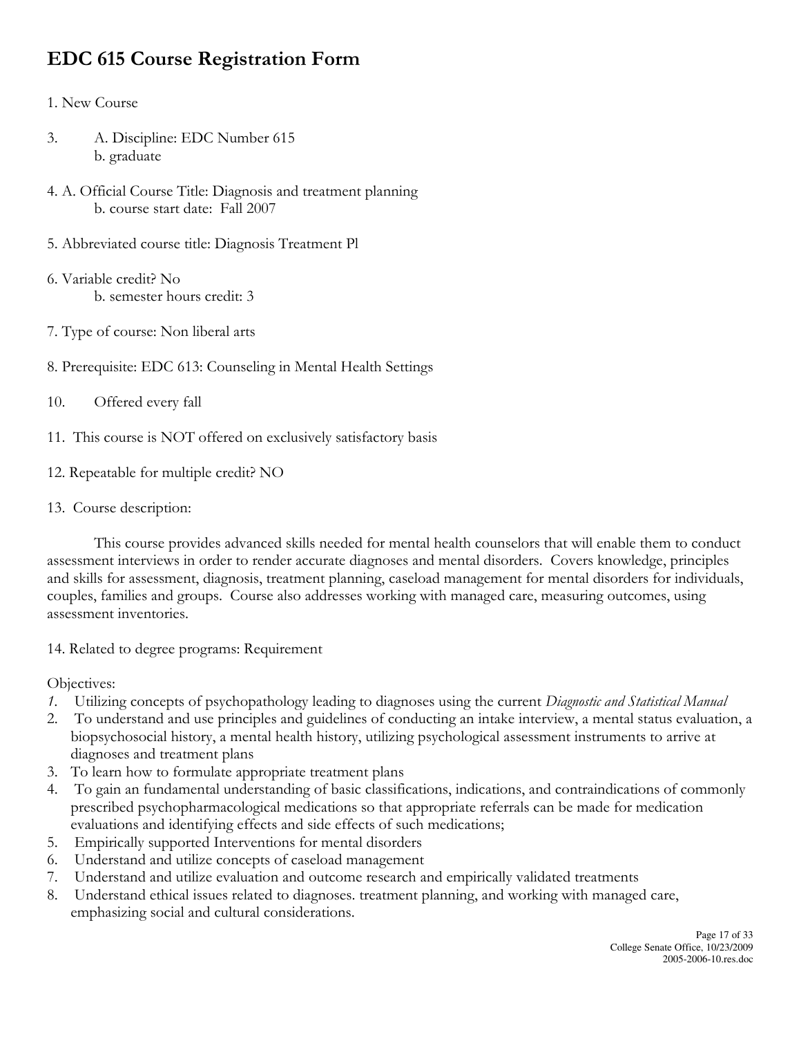# EDC 615 Course Registration Form

1. New Course

3. A. Discipline: EDC Number 615
   b. graduate

4. A. Official Course Title: Diagnosis and treatment planning
   b. course start date: Fall 2007

5. Abbreviated course title: Diagnosis Treatment Pl

6. Variable credit? No
   b. semester hours credit: 3

7. Type of course: Non liberal arts

8. Prerequisite: EDC 613: Counseling in Mental Health Settings

10. Offered every fall

11. This course is NOT offered on exclusively satisfactory basis

12. Repeatable for multiple credit? NO

13. Course description:

This course provides advanced skills needed for mental health counselors that will enable them to conduct assessment interviews in order to render accurate diagnoses and mental disorders. Covers knowledge, principles and skills for assessment, diagnosis, treatment planning, caseload management for mental disorders for individuals, couples, families and groups. Course also addresses working with managed care, measuring outcomes, using assessment inventories.

14. Related to degree programs: Requirement

Objectives:

1. Utilizing concepts of psychopathology leading to diagnoses using the current *Diagnostic and Statistical Manual*
2. To understand and use principles and guidelines of conducting an intake interview, a mental status evaluation, a biopsychosocial history, a mental health history, utilizing psychological assessment instruments to arrive at diagnoses and treatment plans
3. To learn how to formulate appropriate treatment plans
4. To gain an fundamental understanding of basic classifications, indications, and contraindications of commonly prescribed psychopharmacological medications so that appropriate referrals can be made for medication evaluations and identifying effects and side effects of such medications;
5. Empirically supported Interventions for mental disorders
6. Understand and utilize concepts of caseload management
7. Understand and utilize evaluation and outcome research and empirically validated treatments
8. Understand ethical issues related to diagnoses. treatment planning, and working with managed care, emphasizing social and cultural considerations.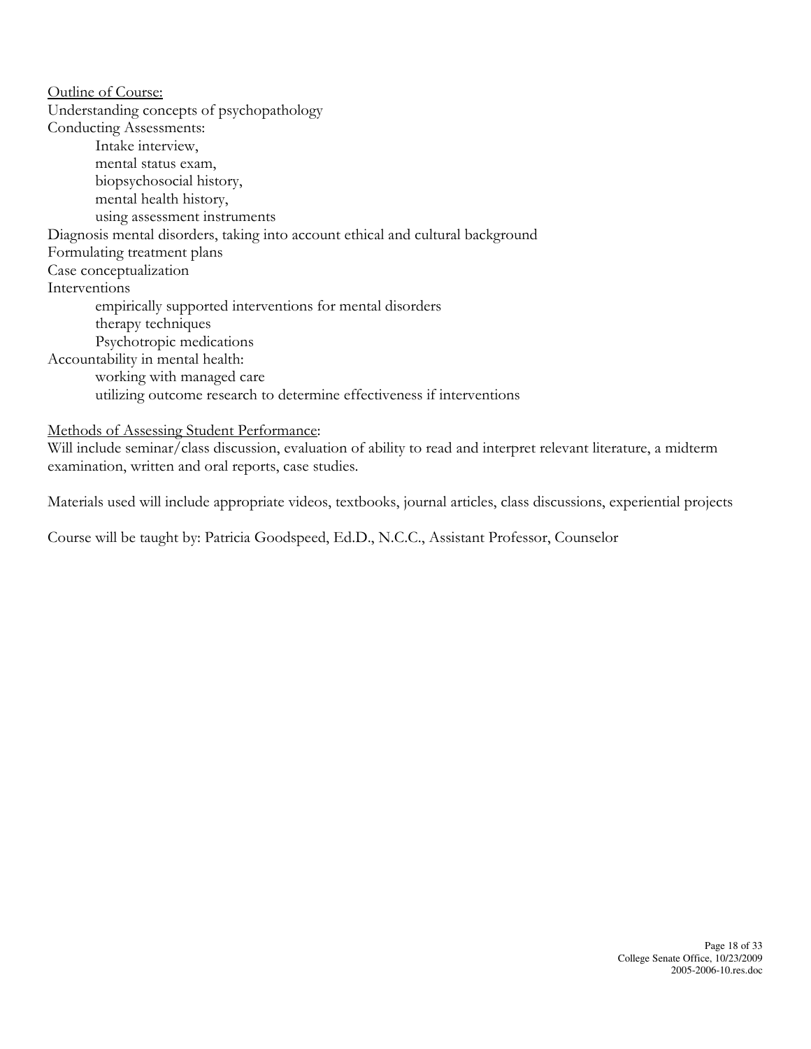<u>Outline of Course:</u>

Understanding concepts of psychopathology

Conducting Assessments:

- Intake interview,
- mental status exam,
- biopsychosocial history,
- mental health history,
- using assessment instruments

Diagnosis mental disorders, taking into account ethical and cultural background

Formulating treatment plans

Case conceptualization

Interventions

- empirically supported interventions for mental disorders
- therapy techniques
- Psychotropic medications

Accountability in mental health:

- working with managed care
- utilizing outcome research to determine effectiveness if interventions

<u>Methods of Assessing Student Performance</u>:

Will include seminar/class discussion, evaluation of ability to read and interpret relevant literature, a midterm examination, written and oral reports, case studies.

Materials used will include appropriate videos, textbooks, journal articles, class discussions, experiential projects

Course will be taught by: Patricia Goodspeed, Ed.D., N.C.C., Assistant Professor, Counselor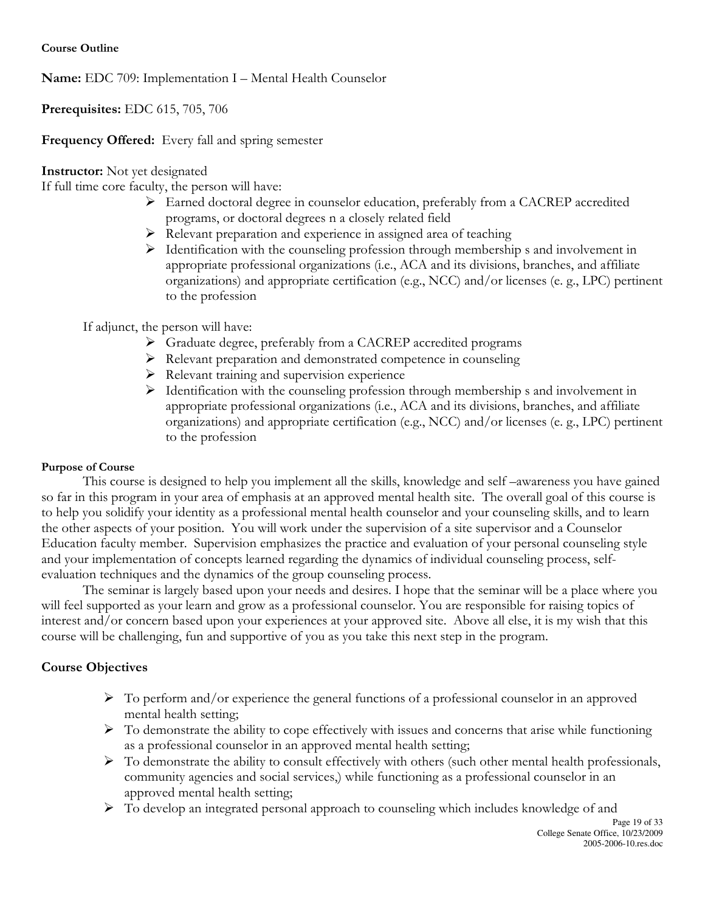**Course Outline**

**Name:** EDC 709: Implementation I – Mental Health Counselor

**Prerequisites:** EDC 615, 705, 706

**Frequency Offered:** Every fall and spring semester

**Instructor:** Not yet designated

If full time core faculty, the person will have:

- Earned doctoral degree in counselor education, preferably from a CACREP accredited programs, or doctoral degrees n a closely related field
- Relevant preparation and experience in assigned area of teaching
- Identification with the counseling profession through membership s and involvement in appropriate professional organizations (i.e., ACA and its divisions, branches, and affiliate organizations) and appropriate certification (e.g., NCC) and/or licenses (e. g., LPC) pertinent to the profession

If adjunct, the person will have:

- Graduate degree, preferably from a CACREP accredited programs
- Relevant preparation and demonstrated competence in counseling
- Relevant training and supervision experience
- Identification with the counseling profession through membership s and involvement in appropriate professional organizations (i.e., ACA and its divisions, branches, and affiliate organizations) and appropriate certification (e.g., NCC) and/or licenses (e. g., LPC) pertinent to the profession

**Purpose of Course**

This course is designed to help you implement all the skills, knowledge and self –awareness you have gained so far in this program in your area of emphasis at an approved mental health site. The overall goal of this course is to help you solidify your identity as a professional mental health counselor and your counseling skills, and to learn the other aspects of your position. You will work under the supervision of a site supervisor and a Counselor Education faculty member. Supervision emphasizes the practice and evaluation of your personal counseling style and your implementation of concepts learned regarding the dynamics of individual counseling process, self-evaluation techniques and the dynamics of the group counseling process.

The seminar is largely based upon your needs and desires. I hope that the seminar will be a place where you will feel supported as your learn and grow as a professional counselor. You are responsible for raising topics of interest and/or concern based upon your experiences at your approved site. Above all else, it is my wish that this course will be challenging, fun and supportive of you as you take this next step in the program.

**Course Objectives**

- To perform and/or experience the general functions of a professional counselor in an approved mental health setting;
- To demonstrate the ability to cope effectively with issues and concerns that arise while functioning as a professional counselor in an approved mental health setting;
- To demonstrate the ability to consult effectively with others (such other mental health professionals, community agencies and social services,) while functioning as a professional counselor in an approved mental health setting;
- To develop an integrated personal approach to counseling which includes knowledge of and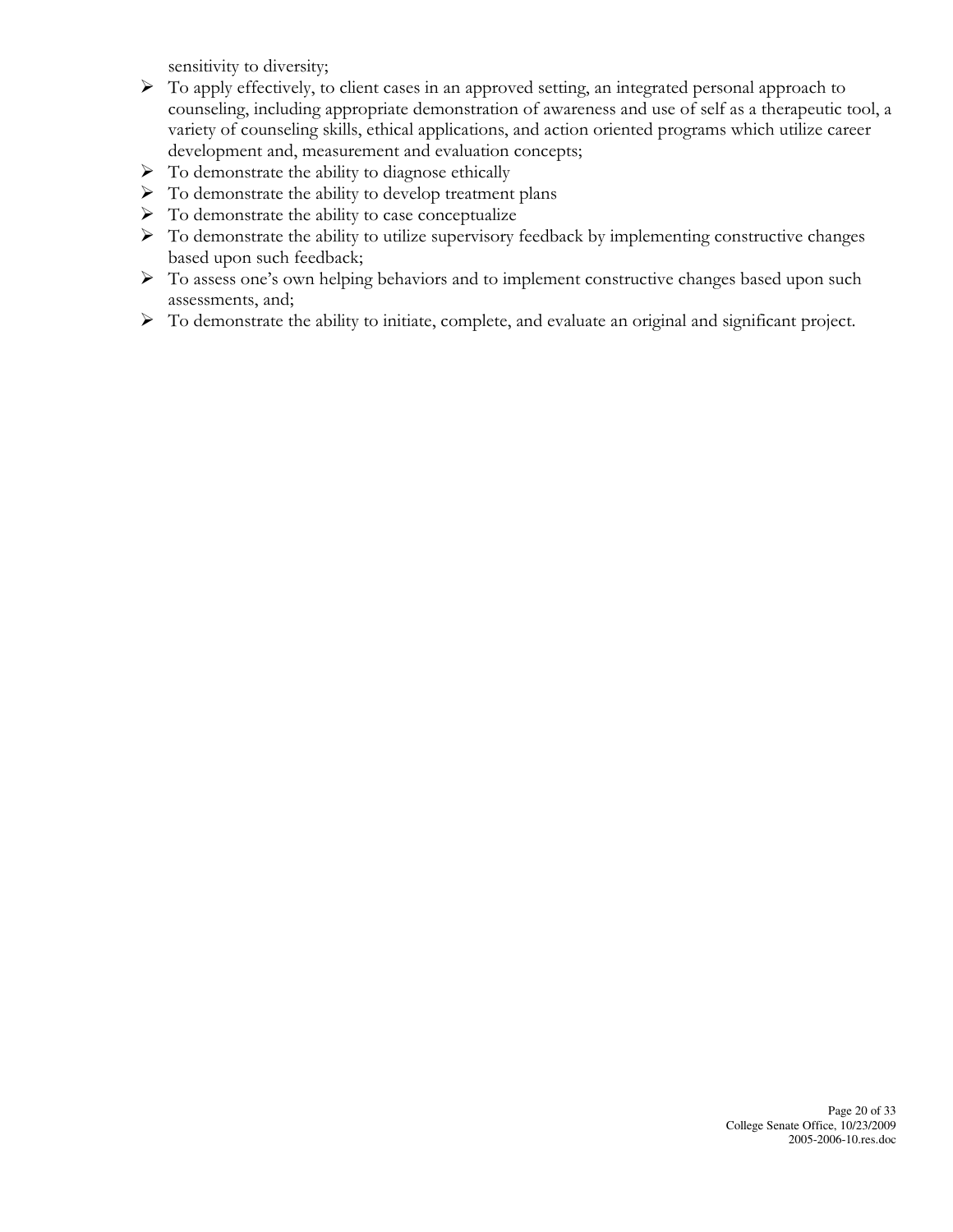sensitivity to diversity;

- To apply effectively, to client cases in an approved setting, an integrated personal approach to counseling, including appropriate demonstration of awareness and use of self as a therapeutic tool, a variety of counseling skills, ethical applications, and action oriented programs which utilize career development and, measurement and evaluation concepts;
- To demonstrate the ability to diagnose ethically
- To demonstrate the ability to develop treatment plans
- To demonstrate the ability to case conceptualize
- To demonstrate the ability to utilize supervisory feedback by implementing constructive changes based upon such feedback;
- To assess one's own helping behaviors and to implement constructive changes based upon such assessments, and;
- To demonstrate the ability to initiate, complete, and evaluate an original and significant project.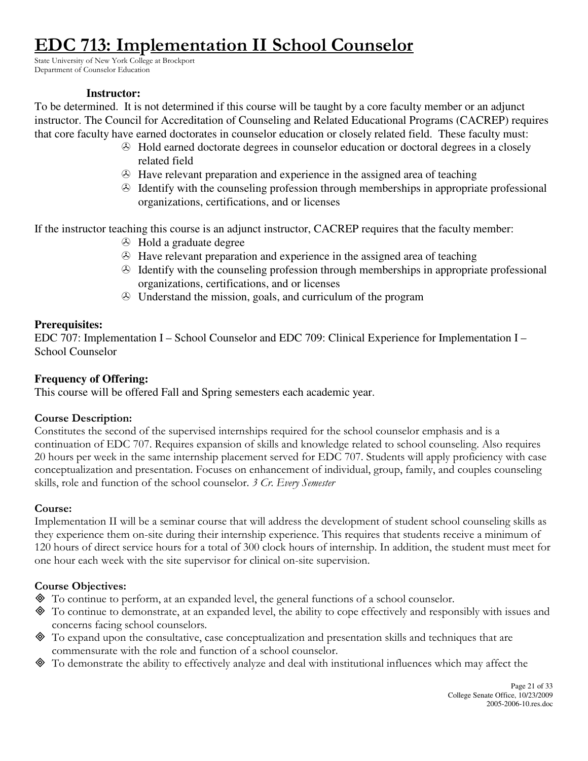# EDC 713: Implementation II School Counselor

State University of New York College at Brockport
Department of Counselor Education

**Instructor:**

To be determined. It is not determined if this course will be taught by a core faculty member or an adjunct instructor. The Council for Accreditation of Counseling and Related Educational Programs (CACREP) requires that core faculty have earned doctorates in counselor education or closely related field. These faculty must:

- Hold earned doctorate degrees in counselor education or doctoral degrees in a closely related field
- Have relevant preparation and experience in the assigned area of teaching
- Identify with the counseling profession through memberships in appropriate professional organizations, certifications, and or licenses

If the instructor teaching this course is an adjunct instructor, CACREP requires that the faculty member:

- Hold a graduate degree
- Have relevant preparation and experience in the assigned area of teaching
- Identify with the counseling profession through memberships in appropriate professional organizations, certifications, and or licenses
- Understand the mission, goals, and curriculum of the program

**Prerequisites:**

EDC 707: Implementation I – School Counselor and EDC 709: Clinical Experience for Implementation I – School Counselor

**Frequency of Offering:**

This course will be offered Fall and Spring semesters each academic year.

**Course Description:**

Constitutes the second of the supervised internships required for the school counselor emphasis and is a continuation of EDC 707. Requires expansion of skills and knowledge related to school counseling. Also requires 20 hours per week in the same internship placement served for EDC 707. Students will apply proficiency with case conceptualization and presentation. Focuses on enhancement of individual, group, family, and couples counseling skills, role and function of the school counselor. *3 Cr. Every Semester*

**Course:**

Implementation II will be a seminar course that will address the development of student school counseling skills as they experience them on-site during their internship experience. This requires that students receive a minimum of 120 hours of direct service hours for a total of 300 clock hours of internship. In addition, the student must meet for one hour each week with the site supervisor for clinical on-site supervision.

**Course Objectives:**

- To continue to perform, at an expanded level, the general functions of a school counselor.
- To continue to demonstrate, at an expanded level, the ability to cope effectively and responsibly with issues and concerns facing school counselors.
- To expand upon the consultative, case conceptualization and presentation skills and techniques that are commensurate with the role and function of a school counselor.
- To demonstrate the ability to effectively analyze and deal with institutional influences which may affect the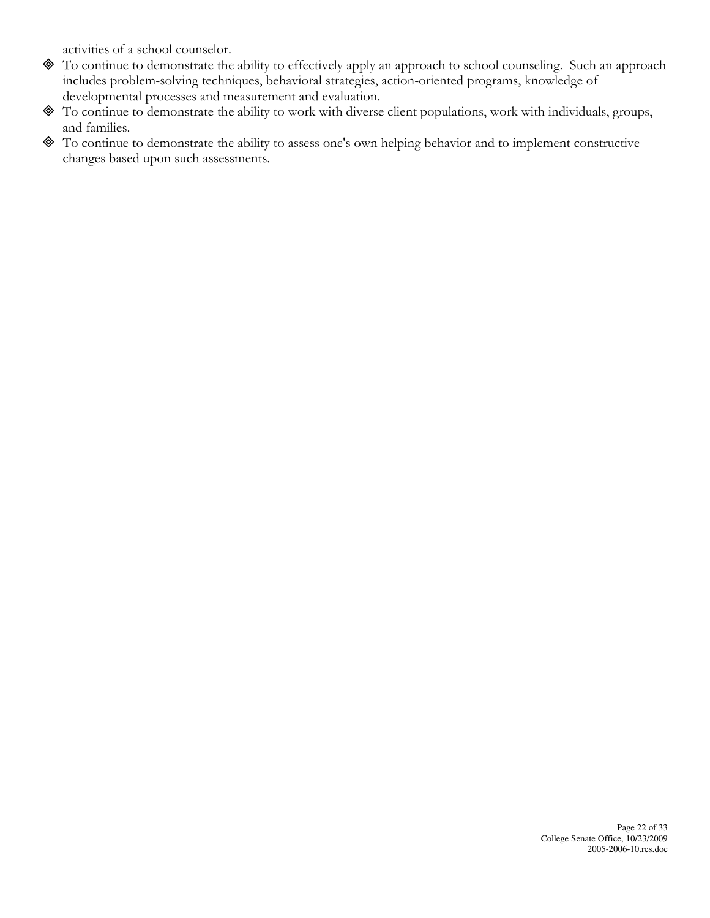activities of a school counselor.

- To continue to demonstrate the ability to effectively apply an approach to school counseling. Such an approach includes problem-solving techniques, behavioral strategies, action-oriented programs, knowledge of developmental processes and measurement and evaluation.
- To continue to demonstrate the ability to work with diverse client populations, work with individuals, groups, and families.
- To continue to demonstrate the ability to assess one's own helping behavior and to implement constructive changes based upon such assessments.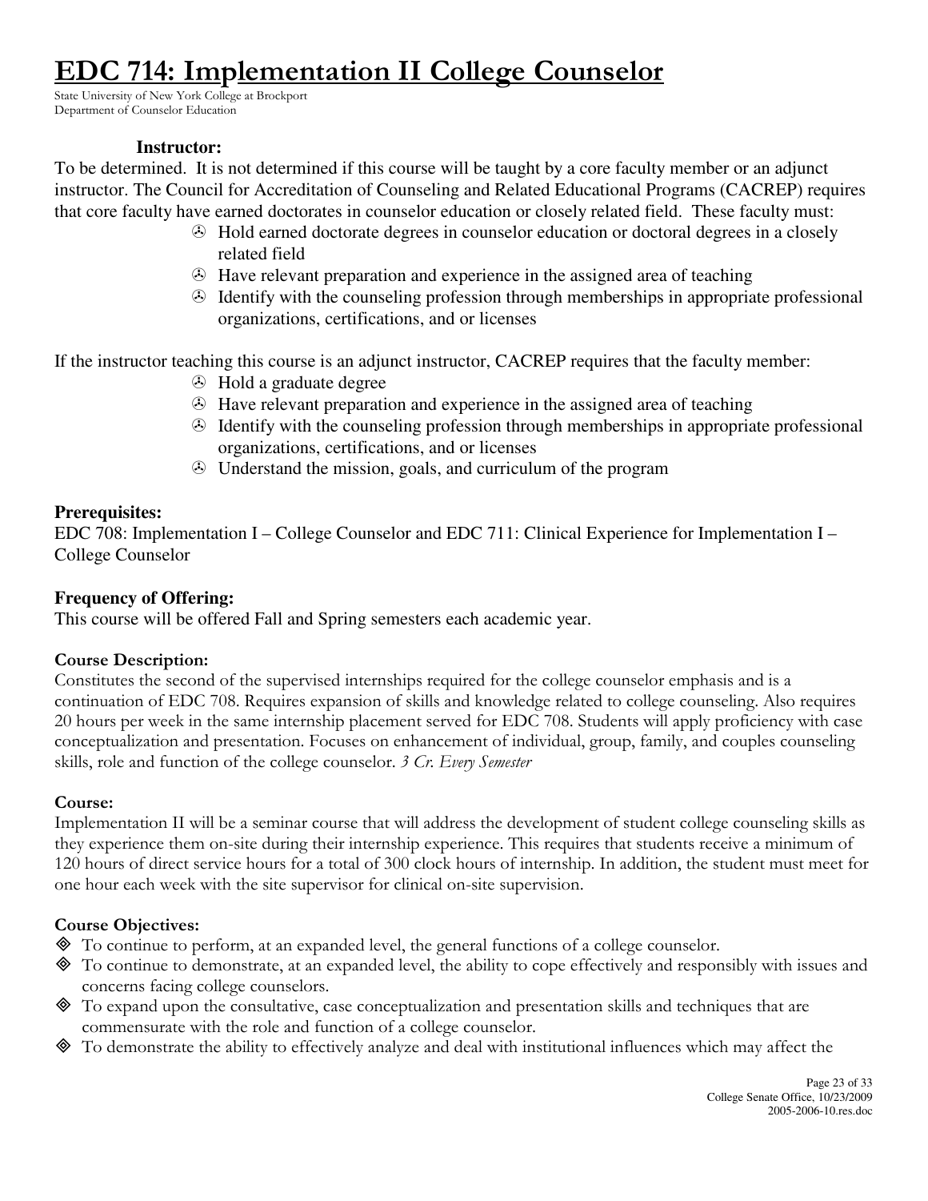# EDC 714: Implementation II College Counselor

State University of New York College at Brockport
Department of Counselor Education

**Instructor:**

To be determined. It is not determined if this course will be taught by a core faculty member or an adjunct instructor. The Council for Accreditation of Counseling and Related Educational Programs (CACREP) requires that core faculty have earned doctorates in counselor education or closely related field. These faculty must:

- Hold earned doctorate degrees in counselor education or doctoral degrees in a closely related field
- Have relevant preparation and experience in the assigned area of teaching
- Identify with the counseling profession through memberships in appropriate professional organizations, certifications, and or licenses

If the instructor teaching this course is an adjunct instructor, CACREP requires that the faculty member:

- Hold a graduate degree
- Have relevant preparation and experience in the assigned area of teaching
- Identify with the counseling profession through memberships in appropriate professional organizations, certifications, and or licenses
- Understand the mission, goals, and curriculum of the program

**Prerequisites:**

EDC 708: Implementation I – College Counselor and EDC 711: Clinical Experience for Implementation I – College Counselor

**Frequency of Offering:**

This course will be offered Fall and Spring semesters each academic year.

**Course Description:**

Constitutes the second of the supervised internships required for the college counselor emphasis and is a continuation of EDC 708. Requires expansion of skills and knowledge related to college counseling. Also requires 20 hours per week in the same internship placement served for EDC 708. Students will apply proficiency with case conceptualization and presentation. Focuses on enhancement of individual, group, family, and couples counseling skills, role and function of the college counselor. *3 Cr. Every Semester*

**Course:**

Implementation II will be a seminar course that will address the development of student college counseling skills as they experience them on-site during their internship experience. This requires that students receive a minimum of 120 hours of direct service hours for a total of 300 clock hours of internship. In addition, the student must meet for one hour each week with the site supervisor for clinical on-site supervision.

**Course Objectives:**

- To continue to perform, at an expanded level, the general functions of a college counselor.
- To continue to demonstrate, at an expanded level, the ability to cope effectively and responsibly with issues and concerns facing college counselors.
- To expand upon the consultative, case conceptualization and presentation skills and techniques that are commensurate with the role and function of a college counselor.
- To demonstrate the ability to effectively analyze and deal with institutional influences which may affect the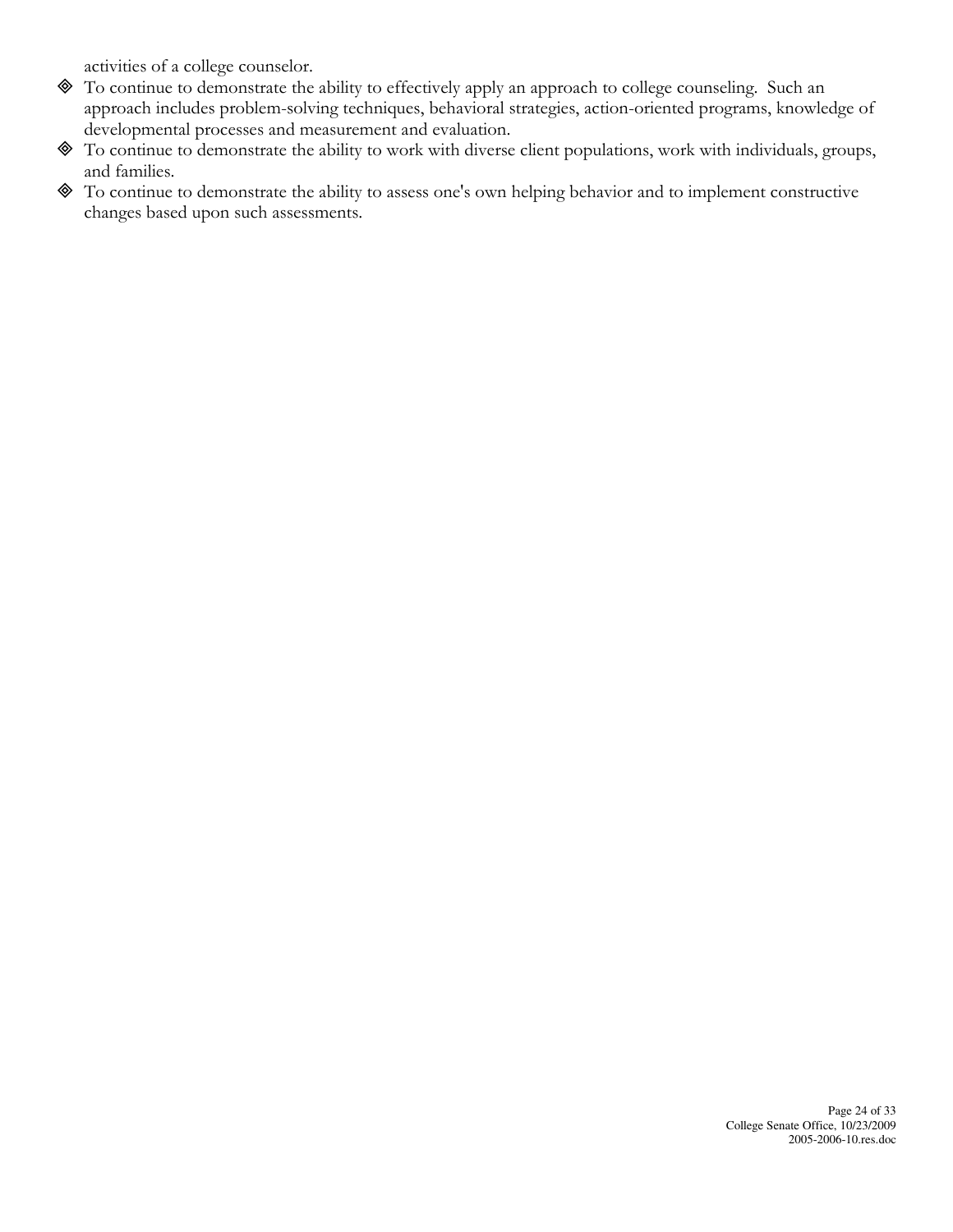activities of a college counselor.

- To continue to demonstrate the ability to effectively apply an approach to college counseling. Such an approach includes problem-solving techniques, behavioral strategies, action-oriented programs, knowledge of developmental processes and measurement and evaluation.
- To continue to demonstrate the ability to work with diverse client populations, work with individuals, groups, and families.
- To continue to demonstrate the ability to assess one's own helping behavior and to implement constructive changes based upon such assessments.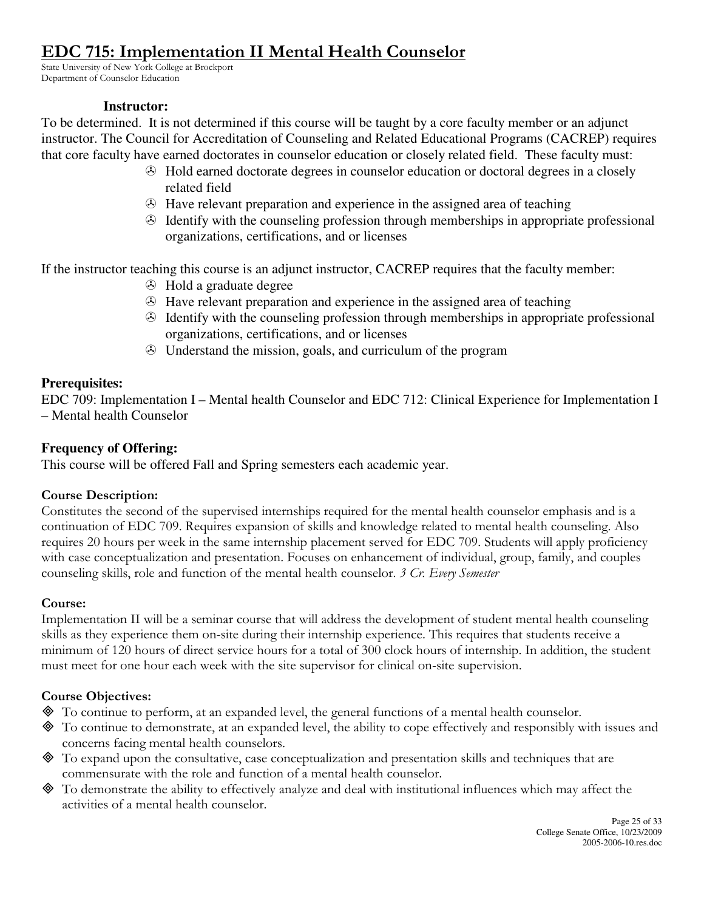# EDC 715: Implementation II Mental Health Counselor

State University of New York College at Brockport
Department of Counselor Education

### Instructor:

To be determined. It is not determined if this course will be taught by a core faculty member or an adjunct instructor. The Council for Accreditation of Counseling and Related Educational Programs (CACREP) requires that core faculty have earned doctorates in counselor education or closely related field. These faculty must:

- Hold earned doctorate degrees in counselor education or doctoral degrees in a closely related field
- Have relevant preparation and experience in the assigned area of teaching
- Identify with the counseling profession through memberships in appropriate professional organizations, certifications, and or licenses

If the instructor teaching this course is an adjunct instructor, CACREP requires that the faculty member:

- Hold a graduate degree
- Have relevant preparation and experience in the assigned area of teaching
- Identify with the counseling profession through memberships in appropriate professional organizations, certifications, and or licenses
- Understand the mission, goals, and curriculum of the program

### Prerequisites:

EDC 709: Implementation I – Mental health Counselor and EDC 712: Clinical Experience for Implementation I – Mental health Counselor

### Frequency of Offering:

This course will be offered Fall and Spring semesters each academic year.

### Course Description:

Constitutes the second of the supervised internships required for the mental health counselor emphasis and is a continuation of EDC 709. Requires expansion of skills and knowledge related to mental health counseling. Also requires 20 hours per week in the same internship placement served for EDC 709. Students will apply proficiency with case conceptualization and presentation. Focuses on enhancement of individual, group, family, and couples counseling skills, role and function of the mental health counselor. *3 Cr. Every Semester*

### Course:

Implementation II will be a seminar course that will address the development of student mental health counseling skills as they experience them on-site during their internship experience. This requires that students receive a minimum of 120 hours of direct service hours for a total of 300 clock hours of internship. In addition, the student must meet for one hour each week with the site supervisor for clinical on-site supervision.

### Course Objectives:

- To continue to perform, at an expanded level, the general functions of a mental health counselor.
- To continue to demonstrate, at an expanded level, the ability to cope effectively and responsibly with issues and concerns facing mental health counselors.
- To expand upon the consultative, case conceptualization and presentation skills and techniques that are commensurate with the role and function of a mental health counselor.
- To demonstrate the ability to effectively analyze and deal with institutional influences which may affect the activities of a mental health counselor.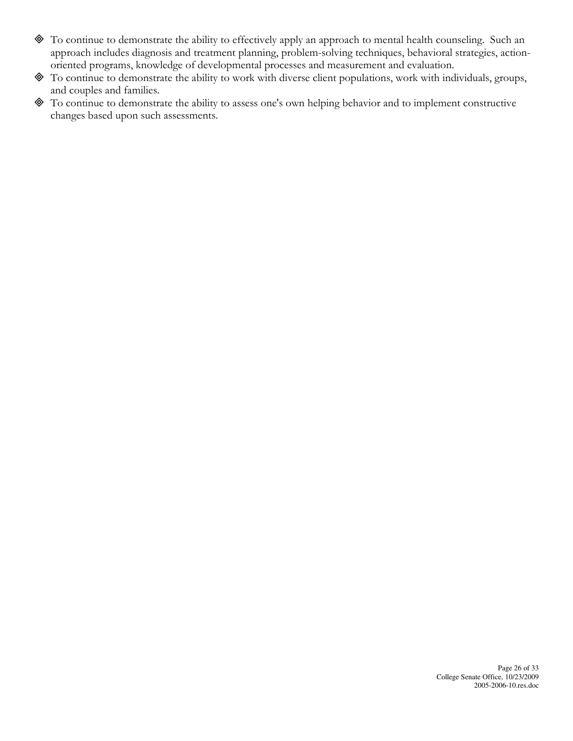- To continue to demonstrate the ability to effectively apply an approach to mental health counseling. Such an approach includes diagnosis and treatment planning, problem-solving techniques, behavioral strategies, action-oriented programs, knowledge of developmental processes and measurement and evaluation.
- To continue to demonstrate the ability to work with diverse client populations, work with individuals, groups, and couples and families.
- To continue to demonstrate the ability to assess one's own helping behavior and to implement constructive changes based upon such assessments.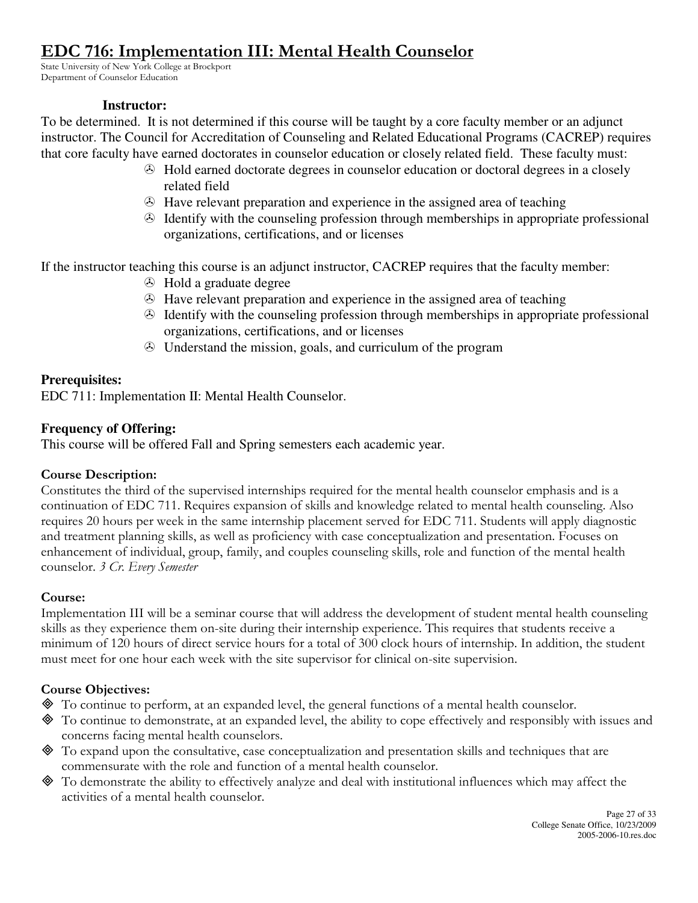# EDC 716: Implementation III: Mental Health Counselor

State University of New York College at Brockport
Department of Counselor Education

**Instructor:**

To be determined. It is not determined if this course will be taught by a core faculty member or an adjunct instructor. The Council for Accreditation of Counseling and Related Educational Programs (CACREP) requires that core faculty have earned doctorates in counselor education or closely related field. These faculty must:

- Hold earned doctorate degrees in counselor education or doctoral degrees in a closely related field
- Have relevant preparation and experience in the assigned area of teaching
- Identify with the counseling profession through memberships in appropriate professional organizations, certifications, and or licenses

If the instructor teaching this course is an adjunct instructor, CACREP requires that the faculty member:

- Hold a graduate degree
- Have relevant preparation and experience in the assigned area of teaching
- Identify with the counseling profession through memberships in appropriate professional organizations, certifications, and or licenses
- Understand the mission, goals, and curriculum of the program

**Prerequisites:**

EDC 711: Implementation II: Mental Health Counselor.

**Frequency of Offering:**

This course will be offered Fall and Spring semesters each academic year.

**Course Description:**

Constitutes the third of the supervised internships required for the mental health counselor emphasis and is a continuation of EDC 711. Requires expansion of skills and knowledge related to mental health counseling. Also requires 20 hours per week in the same internship placement served for EDC 711. Students will apply diagnostic and treatment planning skills, as well as proficiency with case conceptualization and presentation. Focuses on enhancement of individual, group, family, and couples counseling skills, role and function of the mental health counselor. *3 Cr. Every Semester*

**Course:**

Implementation III will be a seminar course that will address the development of student mental health counseling skills as they experience them on-site during their internship experience. This requires that students receive a minimum of 120 hours of direct service hours for a total of 300 clock hours of internship. In addition, the student must meet for one hour each week with the site supervisor for clinical on-site supervision.

**Course Objectives:**

- To continue to perform, at an expanded level, the general functions of a mental health counselor.
- To continue to demonstrate, at an expanded level, the ability to cope effectively and responsibly with issues and concerns facing mental health counselors.
- To expand upon the consultative, case conceptualization and presentation skills and techniques that are commensurate with the role and function of a mental health counselor.
- To demonstrate the ability to effectively analyze and deal with institutional influences which may affect the activities of a mental health counselor.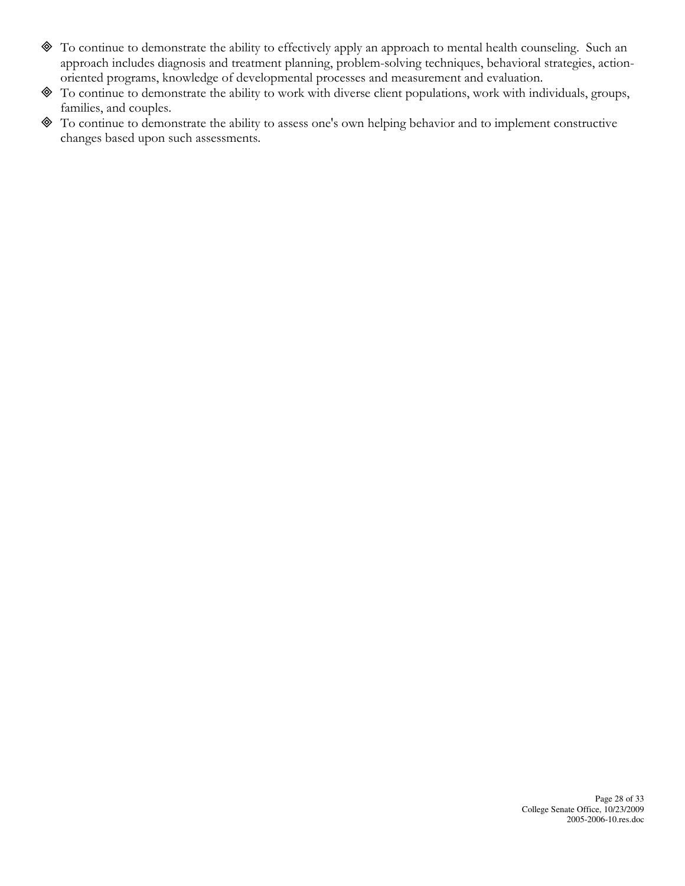- To continue to demonstrate the ability to effectively apply an approach to mental health counseling. Such an approach includes diagnosis and treatment planning, problem-solving techniques, behavioral strategies, action-oriented programs, knowledge of developmental processes and measurement and evaluation.
- To continue to demonstrate the ability to work with diverse client populations, work with individuals, groups, families, and couples.
- To continue to demonstrate the ability to assess one's own helping behavior and to implement constructive changes based upon such assessments.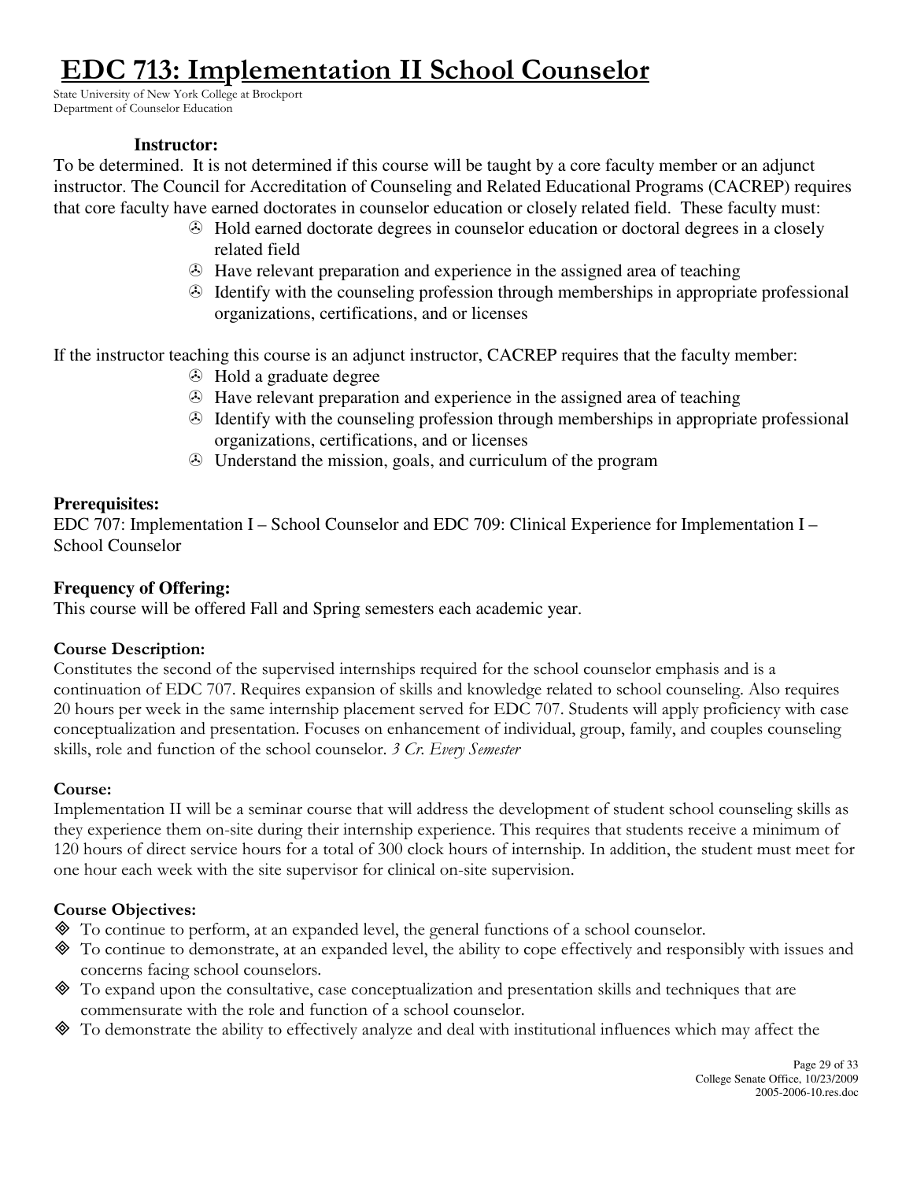# EDC 713: Implementation II School Counselor

State University of New York College at Brockport
Department of Counselor Education

**Instructor:**

To be determined. It is not determined if this course will be taught by a core faculty member or an adjunct instructor. The Council for Accreditation of Counseling and Related Educational Programs (CACREP) requires that core faculty have earned doctorates in counselor education or closely related field. These faculty must:

- Hold earned doctorate degrees in counselor education or doctoral degrees in a closely related field
- Have relevant preparation and experience in the assigned area of teaching
- Identify with the counseling profession through memberships in appropriate professional organizations, certifications, and or licenses

If the instructor teaching this course is an adjunct instructor, CACREP requires that the faculty member:

- Hold a graduate degree
- Have relevant preparation and experience in the assigned area of teaching
- Identify with the counseling profession through memberships in appropriate professional organizations, certifications, and or licenses
- Understand the mission, goals, and curriculum of the program

**Prerequisites:**

EDC 707: Implementation I – School Counselor and EDC 709: Clinical Experience for Implementation I – School Counselor

**Frequency of Offering:**

This course will be offered Fall and Spring semesters each academic year.

**Course Description:**

Constitutes the second of the supervised internships required for the school counselor emphasis and is a continuation of EDC 707. Requires expansion of skills and knowledge related to school counseling. Also requires 20 hours per week in the same internship placement served for EDC 707. Students will apply proficiency with case conceptualization and presentation. Focuses on enhancement of individual, group, family, and couples counseling skills, role and function of the school counselor. *3 Cr. Every Semester*

**Course:**

Implementation II will be a seminar course that will address the development of student school counseling skills as they experience them on-site during their internship experience. This requires that students receive a minimum of 120 hours of direct service hours for a total of 300 clock hours of internship. In addition, the student must meet for one hour each week with the site supervisor for clinical on-site supervision.

**Course Objectives:**

- To continue to perform, at an expanded level, the general functions of a school counselor.
- To continue to demonstrate, at an expanded level, the ability to cope effectively and responsibly with issues and concerns facing school counselors.
- To expand upon the consultative, case conceptualization and presentation skills and techniques that are commensurate with the role and function of a school counselor.
- To demonstrate the ability to effectively analyze and deal with institutional influences which may affect the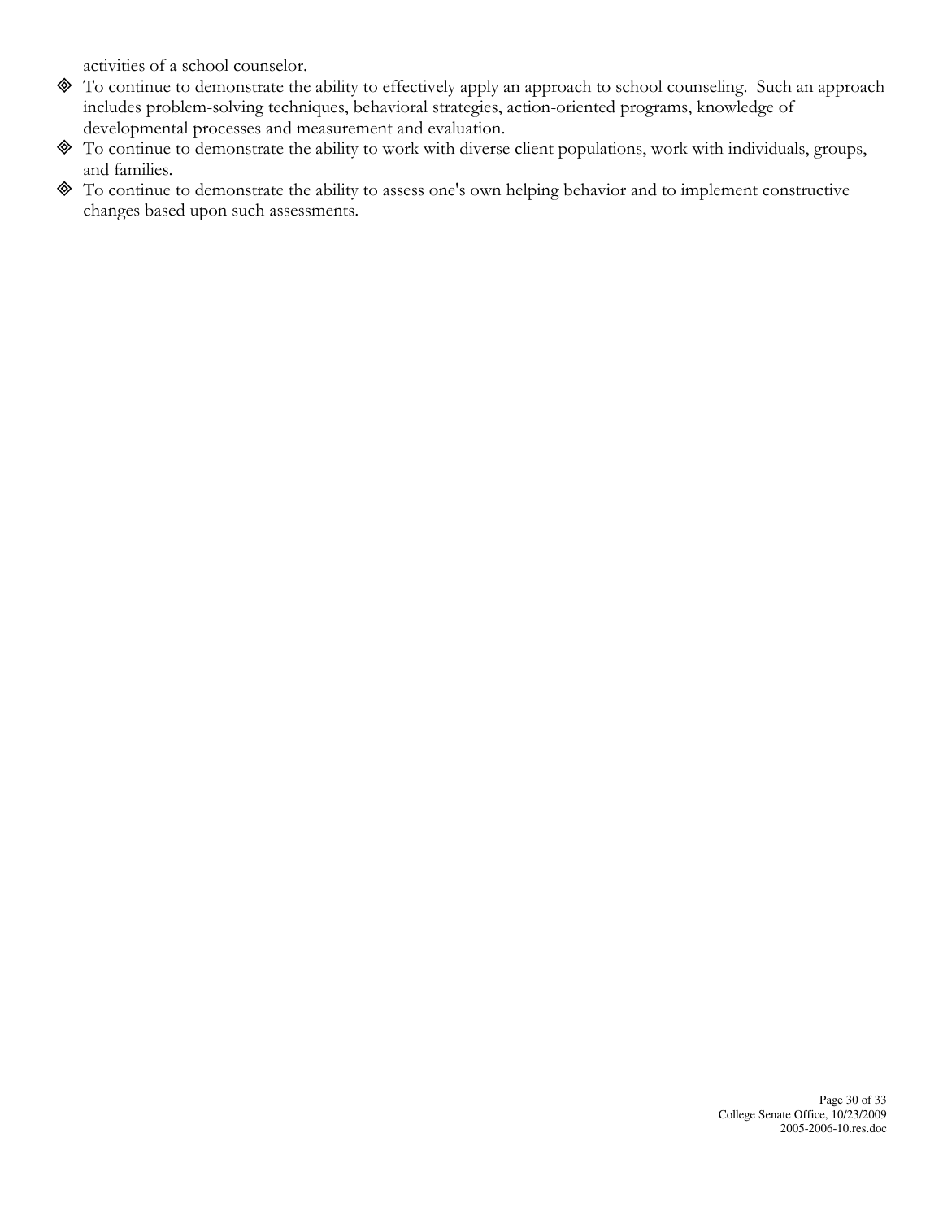activities of a school counselor.

- To continue to demonstrate the ability to effectively apply an approach to school counseling. Such an approach includes problem-solving techniques, behavioral strategies, action-oriented programs, knowledge of developmental processes and measurement and evaluation.
- To continue to demonstrate the ability to work with diverse client populations, work with individuals, groups, and families.
- To continue to demonstrate the ability to assess one's own helping behavior and to implement constructive changes based upon such assessments.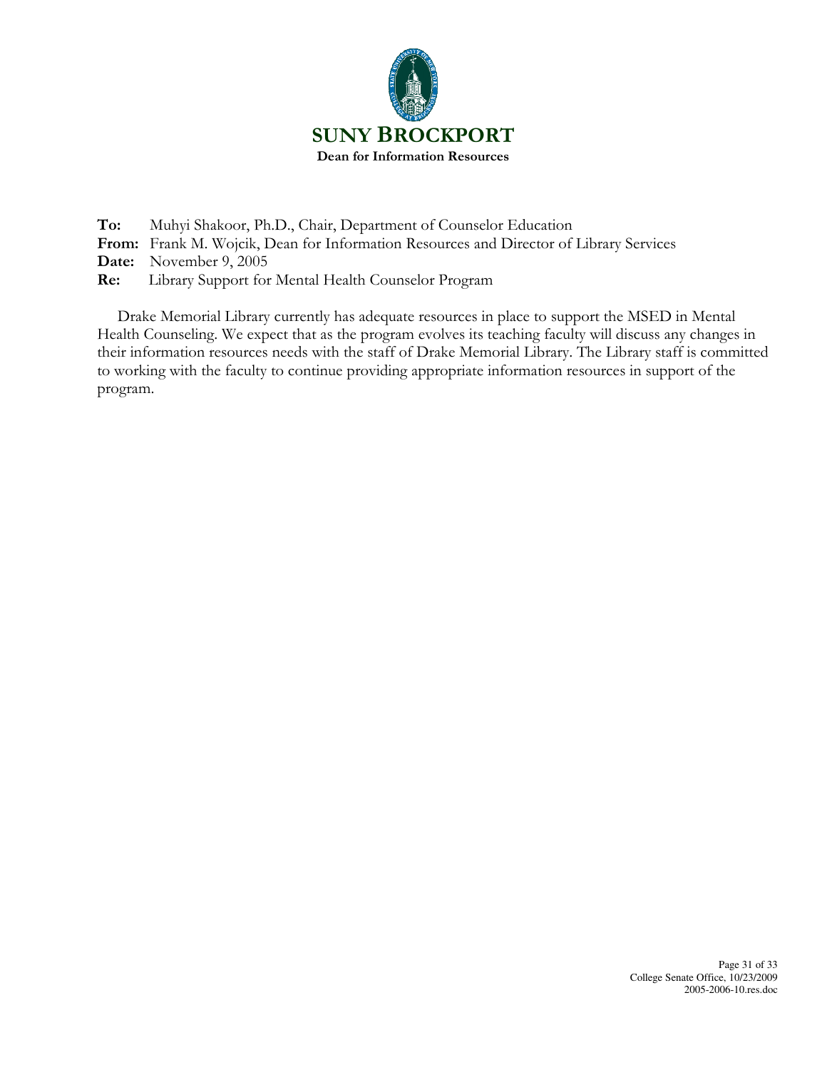# SUNY BROCKPORT

**Dean for Information Resources**

**To:** Muhyi Shakoor, Ph.D., Chair, Department of Counselor Education
**From:** Frank M. Wojcik, Dean for Information Resources and Director of Library Services
**Date:** November 9, 2005
**Re:** Library Support for Mental Health Counselor Program

Drake Memorial Library currently has adequate resources in place to support the MSED in Mental Health Counseling. We expect that as the program evolves its teaching faculty will discuss any changes in their information resources needs with the staff of Drake Memorial Library. The Library staff is committed to working with the faculty to continue providing appropriate information resources in support of the program.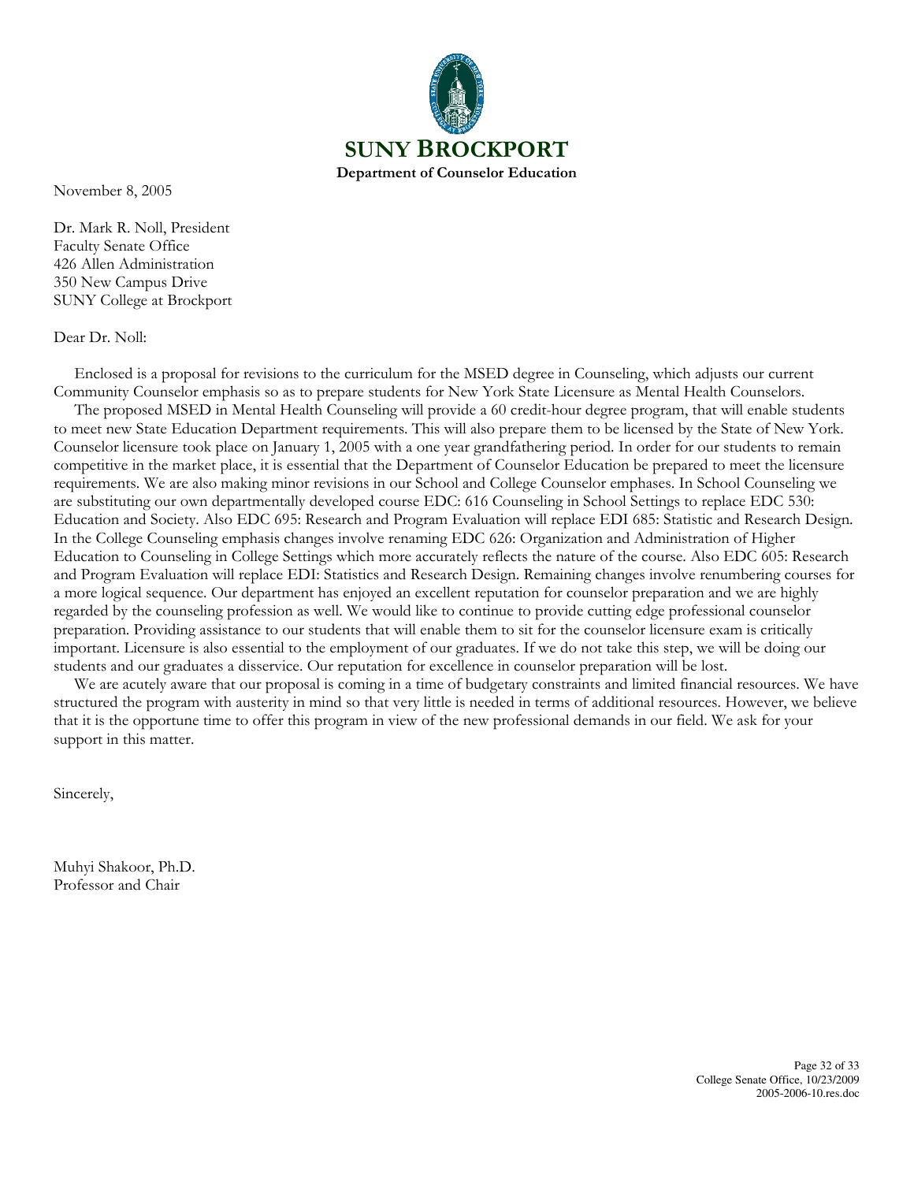**SUNY BROCKPORT**
**Department of Counselor Education**

November 8, 2005

Dr. Mark R. Noll, President
Faculty Senate Office
426 Allen Administration
350 New Campus Drive
SUNY College at Brockport

Dear Dr. Noll:

Enclosed is a proposal for revisions to the curriculum for the MSED degree in Counseling, which adjusts our current Community Counselor emphasis so as to prepare students for New York State Licensure as Mental Health Counselors.

The proposed MSED in Mental Health Counseling will provide a 60 credit-hour degree program, that will enable students to meet new State Education Department requirements. This will also prepare them to be licensed by the State of New York. Counselor licensure took place on January 1, 2005 with a one year grandfathering period. In order for our students to remain competitive in the market place, it is essential that the Department of Counselor Education be prepared to meet the licensure requirements. We are also making minor revisions in our School and College Counselor emphases. In School Counseling we are substituting our own departmentally developed course EDC: 616 Counseling in School Settings to replace EDC 530: Education and Society. Also EDC 695: Research and Program Evaluation will replace EDI 685: Statistic and Research Design. In the College Counseling emphasis changes involve renaming EDC 626: Organization and Administration of Higher Education to Counseling in College Settings which more accurately reflects the nature of the course. Also EDC 605: Research and Program Evaluation will replace EDI: Statistics and Research Design. Remaining changes involve renumbering courses for a more logical sequence. Our department has enjoyed an excellent reputation for counselor preparation and we are highly regarded by the counseling profession as well. We would like to continue to provide cutting edge professional counselor preparation. Providing assistance to our students that will enable them to sit for the counselor licensure exam is critically important. Licensure is also essential to the employment of our graduates. If we do not take this step, we will be doing our students and our graduates a disservice. Our reputation for excellence in counselor preparation will be lost.

We are acutely aware that our proposal is coming in a time of budgetary constraints and limited financial resources. We have structured the program with austerity in mind so that very little is needed in terms of additional resources. However, we believe that it is the opportune time to offer this program in view of the new professional demands in our field. We ask for your support in this matter.

Sincerely,

Muhyi Shakoor, Ph.D.
Professor and Chair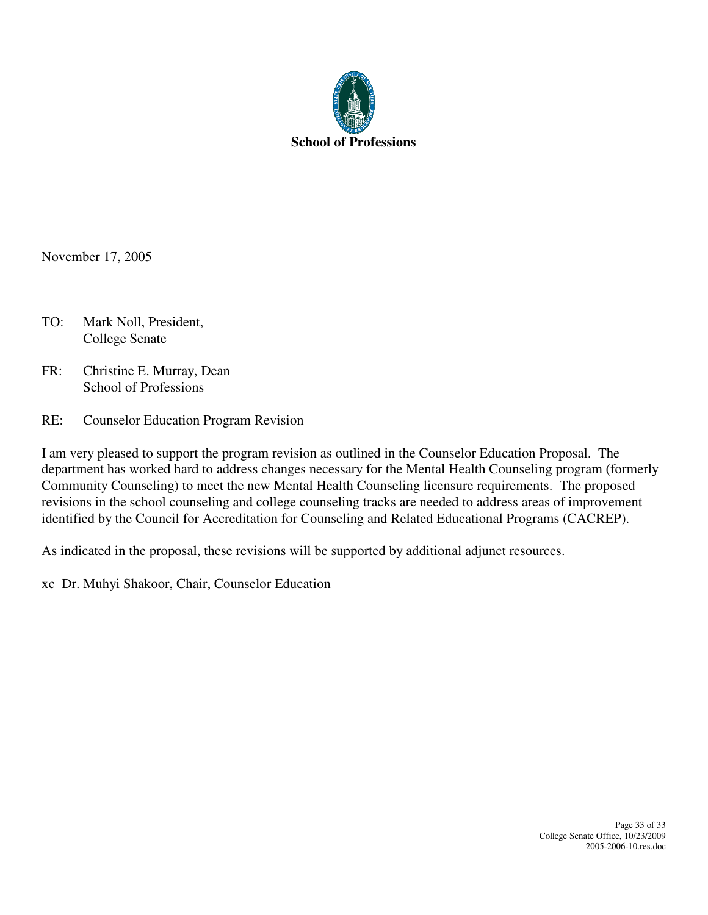**School of Professions**

November 17, 2005

TO: Mark Noll, President,
College Senate

FR: Christine E. Murray, Dean
School of Professions

RE: Counselor Education Program Revision

I am very pleased to support the program revision as outlined in the Counselor Education Proposal. The department has worked hard to address changes necessary for the Mental Health Counseling program (formerly Community Counseling) to meet the new Mental Health Counseling licensure requirements. The proposed revisions in the school counseling and college counseling tracks are needed to address areas of improvement identified by the Council for Accreditation for Counseling and Related Educational Programs (CACREP).

As indicated in the proposal, these revisions will be supported by additional adjunct resources.

xc Dr. Muhyi Shakoor, Chair, Counselor Education